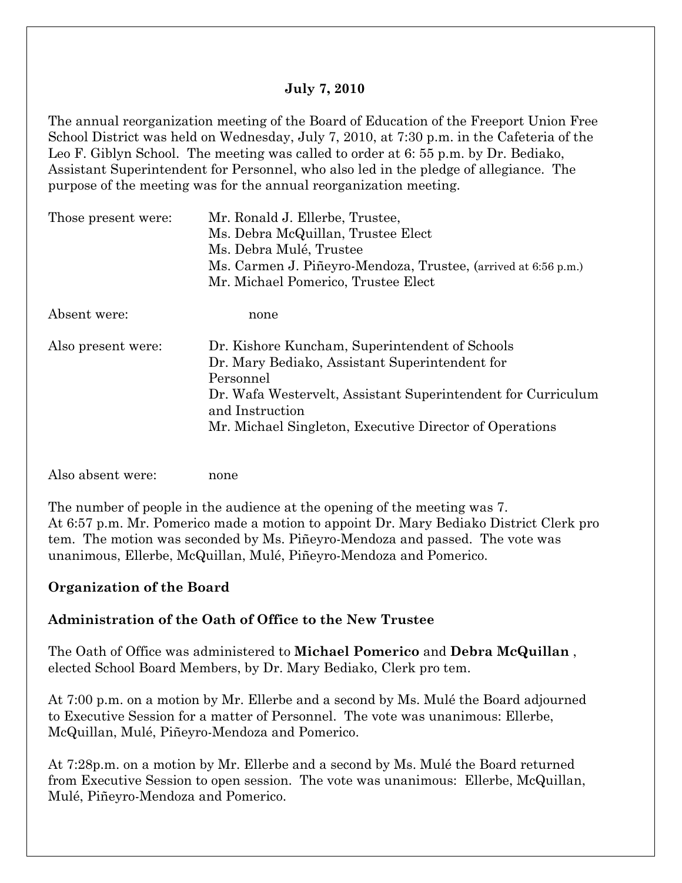**July 7, 2010**

The annual reorganization meeting of the Board of Education of the Freeport Union Free School District was held on Wednesday, July 7, 2010, at 7:30 p.m. in the Cafeteria of the Leo F. Giblyn School. The meeting was called to order at 6: 55 p.m. by Dr. Bediako, Assistant Superintendent for Personnel, who also led in the pledge of allegiance. The purpose of the meeting was for the annual reorganization meeting.

| | |
|---|---|
| Those present were: | Mr. Ronald J. Ellerbe, Trustee,<br>Ms. Debra McQuillan, Trustee Elect<br>Ms. Debra Mulé, Trustee<br>Ms. Carmen J. Piñeyro-Mendoza, Trustee, (arrived at 6:56 p.m.)<br>Mr. Michael Pomerico, Trustee Elect |
| Absent were: | none |
| Also present were: | Dr. Kishore Kuncham, Superintendent of Schools<br>Dr. Mary Bediako, Assistant Superintendent for Personnel<br>Dr. Wafa Westervelt, Assistant Superintendent for Curriculum and Instruction<br>Mr. Michael Singleton, Executive Director of Operations |
| Also absent were: | none |

The number of people in the audience at the opening of the meeting was 7.
At 6:57 p.m. Mr. Pomerico made a motion to appoint Dr. Mary Bediako District Clerk pro tem. The motion was seconded by Ms. Piñeyro-Mendoza and passed. The vote was unanimous, Ellerbe, McQuillan, Mulé, Piñeyro-Mendoza and Pomerico.

**Organization of the Board**

**Administration of the Oath of Office to the New Trustee**

The Oath of Office was administered to **Michael Pomerico** and **Debra McQuillan** , elected School Board Members, by Dr. Mary Bediako, Clerk pro tem.

At 7:00 p.m. on a motion by Mr. Ellerbe and a second by Ms. Mulé the Board adjourned to Executive Session for a matter of Personnel. The vote was unanimous: Ellerbe, McQuillan, Mulé, Piñeyro-Mendoza and Pomerico.

At 7:28p.m. on a motion by Mr. Ellerbe and a second by Ms. Mulé the Board returned from Executive Session to open session. The vote was unanimous: Ellerbe, McQuillan, Mulé, Piñeyro-Mendoza and Pomerico.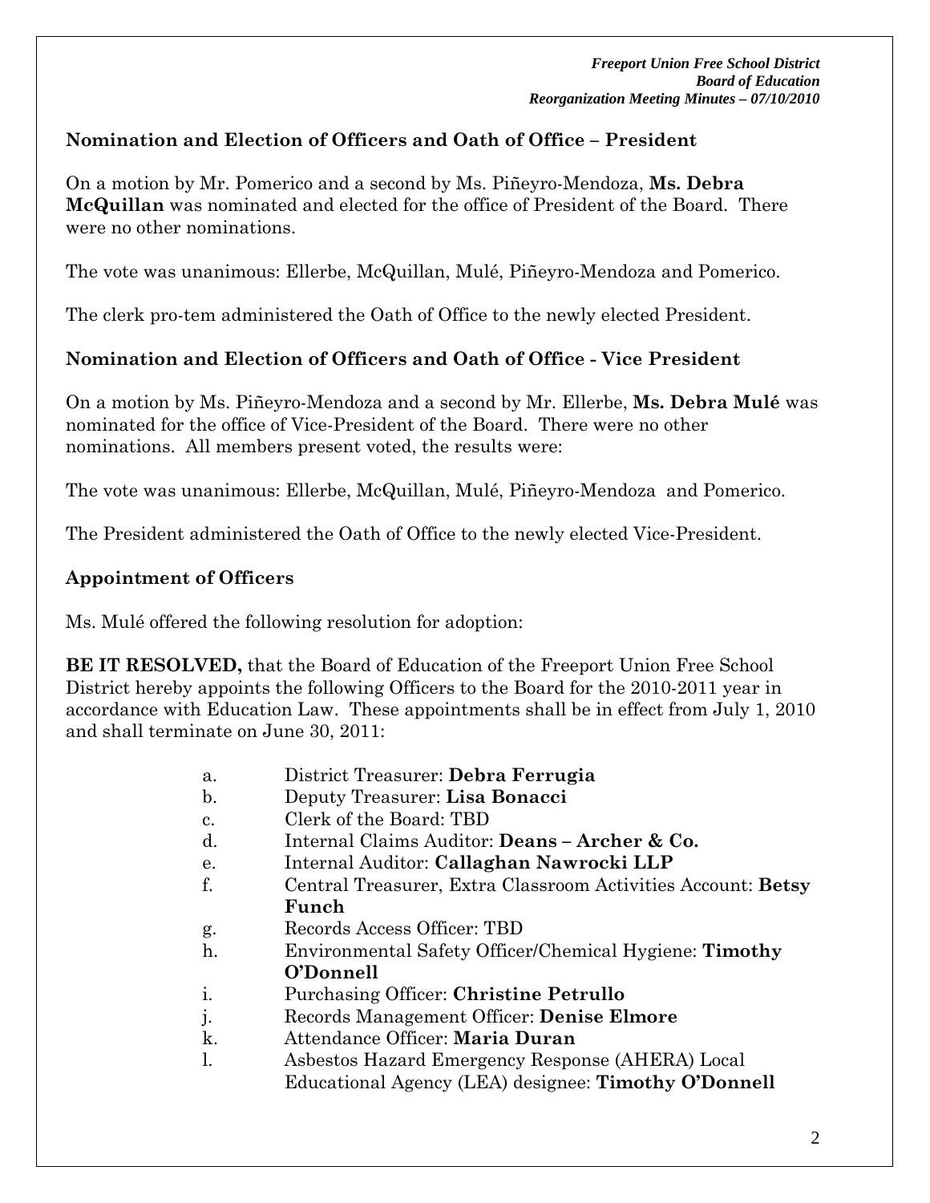### Nomination and Election of Officers and Oath of Office – President

On a motion by Mr. Pomerico and a second by Ms. Piñeyro-Mendoza, **Ms. Debra McQuillan** was nominated and elected for the office of President of the Board. There were no other nominations.

The vote was unanimous: Ellerbe, McQuillan, Mulé, Piñeyro-Mendoza and Pomerico.

The clerk pro-tem administered the Oath of Office to the newly elected President.

### Nomination and Election of Officers and Oath of Office - Vice President

On a motion by Ms. Piñeyro-Mendoza and a second by Mr. Ellerbe, **Ms. Debra Mulé** was nominated for the office of Vice-President of the Board. There were no other nominations. All members present voted, the results were:

The vote was unanimous: Ellerbe, McQuillan, Mulé, Piñeyro-Mendoza and Pomerico.

The President administered the Oath of Office to the newly elected Vice-President.

### Appointment of Officers

Ms. Mulé offered the following resolution for adoption:

**BE IT RESOLVED,** that the Board of Education of the Freeport Union Free School District hereby appoints the following Officers to the Board for the 2010-2011 year in accordance with Education Law. These appointments shall be in effect from July 1, 2010 and shall terminate on June 30, 2011:

- a. District Treasurer: **Debra Ferrugia**
- b. Deputy Treasurer: **Lisa Bonacci**
- c. Clerk of the Board: TBD
- d. Internal Claims Auditor: **Deans – Archer & Co.**
- e. Internal Auditor: **Callaghan Nawrocki LLP**
- f. Central Treasurer, Extra Classroom Activities Account: **Betsy Funch**
- g. Records Access Officer: TBD
- h. Environmental Safety Officer/Chemical Hygiene: **Timothy O'Donnell**
- i. Purchasing Officer: **Christine Petrullo**
- j. Records Management Officer: **Denise Elmore**
- k. Attendance Officer: **Maria Duran**
- l. Asbestos Hazard Emergency Response (AHERA) Local Educational Agency (LEA) designee: **Timothy O'Donnell**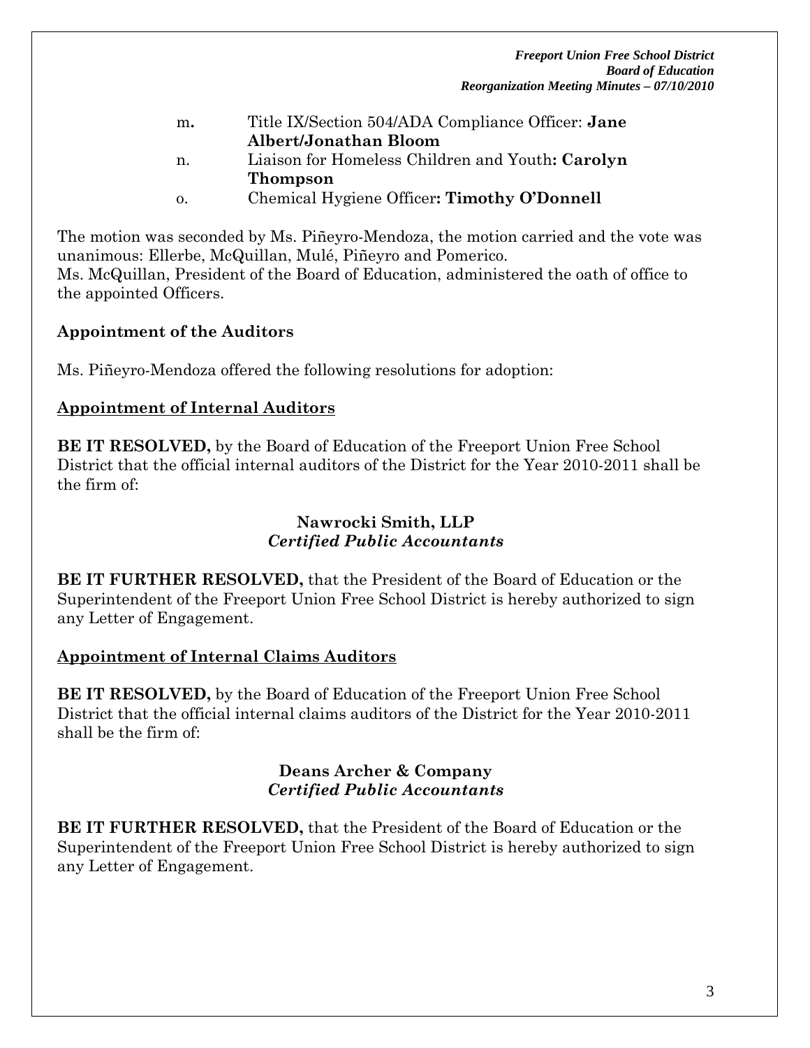m. Title IX/Section 504/ADA Compliance Officer: **Jane Albert/Jonathan Bloom**

n. Liaison for Homeless Children and Youth**: Carolyn Thompson**

o. Chemical Hygiene Officer**: Timothy O'Donnell**

The motion was seconded by Ms. Piñeyro-Mendoza, the motion carried and the vote was unanimous: Ellerbe, McQuillan, Mulé, Piñeyro and Pomerico.
Ms. McQuillan, President of the Board of Education, administered the oath of office to the appointed Officers.

**Appointment of the Auditors**

Ms. Piñeyro-Mendoza offered the following resolutions for adoption:

**Appointment of Internal Auditors**

**BE IT RESOLVED,** by the Board of Education of the Freeport Union Free School District that the official internal auditors of the District for the Year 2010-2011 shall be the firm of:

**Nawrocki Smith, LLP**
***Certified Public Accountants***

**BE IT FURTHER RESOLVED,** that the President of the Board of Education or the Superintendent of the Freeport Union Free School District is hereby authorized to sign any Letter of Engagement.

**Appointment of Internal Claims Auditors**

**BE IT RESOLVED,** by the Board of Education of the Freeport Union Free School District that the official internal claims auditors of the District for the Year 2010-2011 shall be the firm of:

**Deans Archer & Company**
***Certified Public Accountants***

**BE IT FURTHER RESOLVED,** that the President of the Board of Education or the Superintendent of the Freeport Union Free School District is hereby authorized to sign any Letter of Engagement.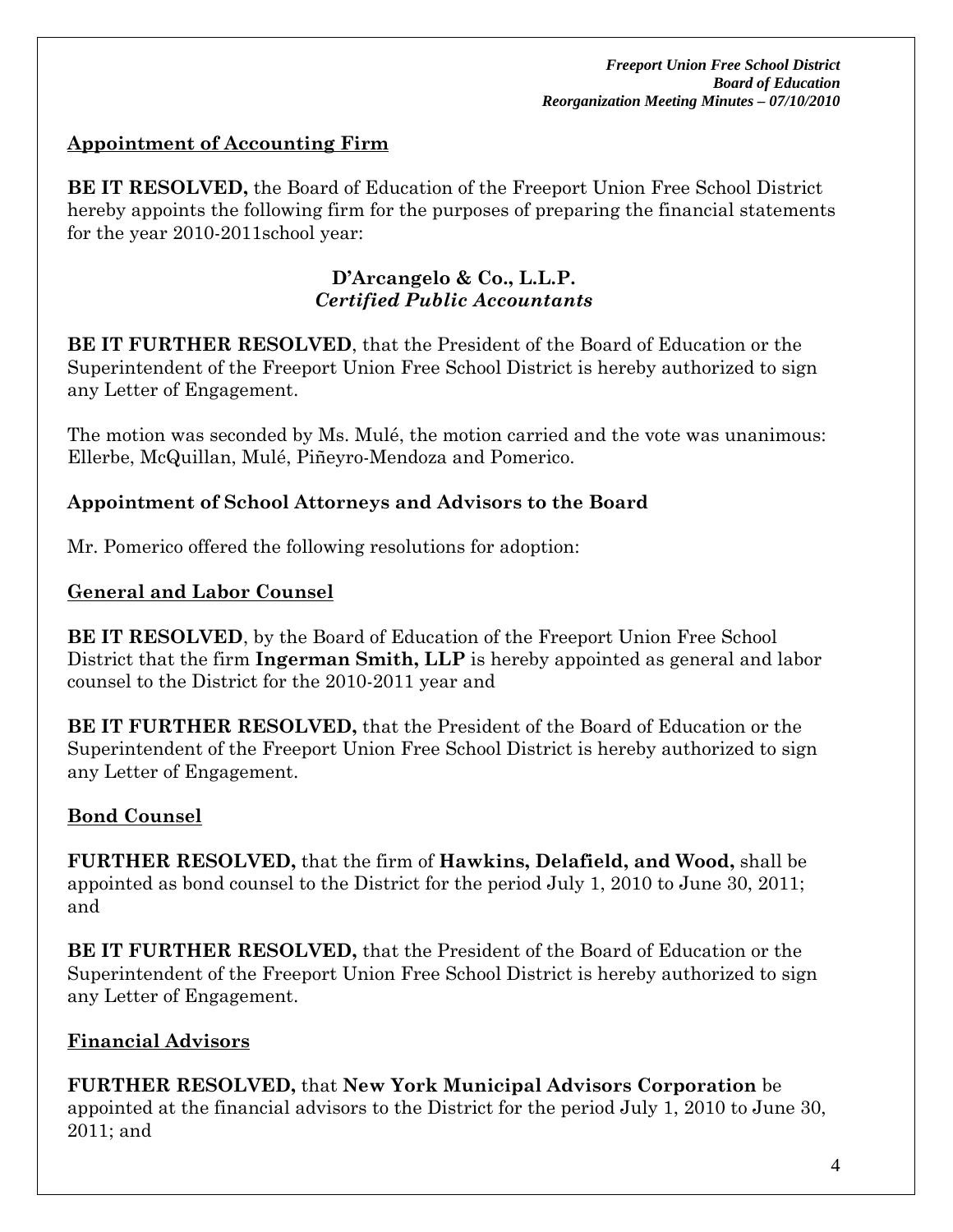## Appointment of Accounting Firm

**BE IT RESOLVED,** the Board of Education of the Freeport Union Free School District hereby appoints the following firm for the purposes of preparing the financial statements for the year 2010-2011school year:

**D'Arcangelo & Co., L.L.P.**
***Certified Public Accountants***

**BE IT FURTHER RESOLVED**, that the President of the Board of Education or the Superintendent of the Freeport Union Free School District is hereby authorized to sign any Letter of Engagement.

The motion was seconded by Ms. Mulé, the motion carried and the vote was unanimous: Ellerbe, McQuillan, Mulé, Piñeyro-Mendoza and Pomerico.

## Appointment of School Attorneys and Advisors to the Board

Mr. Pomerico offered the following resolutions for adoption:

## General and Labor Counsel

**BE IT RESOLVED**, by the Board of Education of the Freeport Union Free School District that the firm **Ingerman Smith, LLP** is hereby appointed as general and labor counsel to the District for the 2010-2011 year and

**BE IT FURTHER RESOLVED,** that the President of the Board of Education or the Superintendent of the Freeport Union Free School District is hereby authorized to sign any Letter of Engagement.

## Bond Counsel

**FURTHER RESOLVED,** that the firm of **Hawkins, Delafield, and Wood,** shall be appointed as bond counsel to the District for the period July 1, 2010 to June 30, 2011; and

**BE IT FURTHER RESOLVED,** that the President of the Board of Education or the Superintendent of the Freeport Union Free School District is hereby authorized to sign any Letter of Engagement.

## Financial Advisors

**FURTHER RESOLVED,** that **New York Municipal Advisors Corporation** be appointed at the financial advisors to the District for the period July 1, 2010 to June 30, 2011; and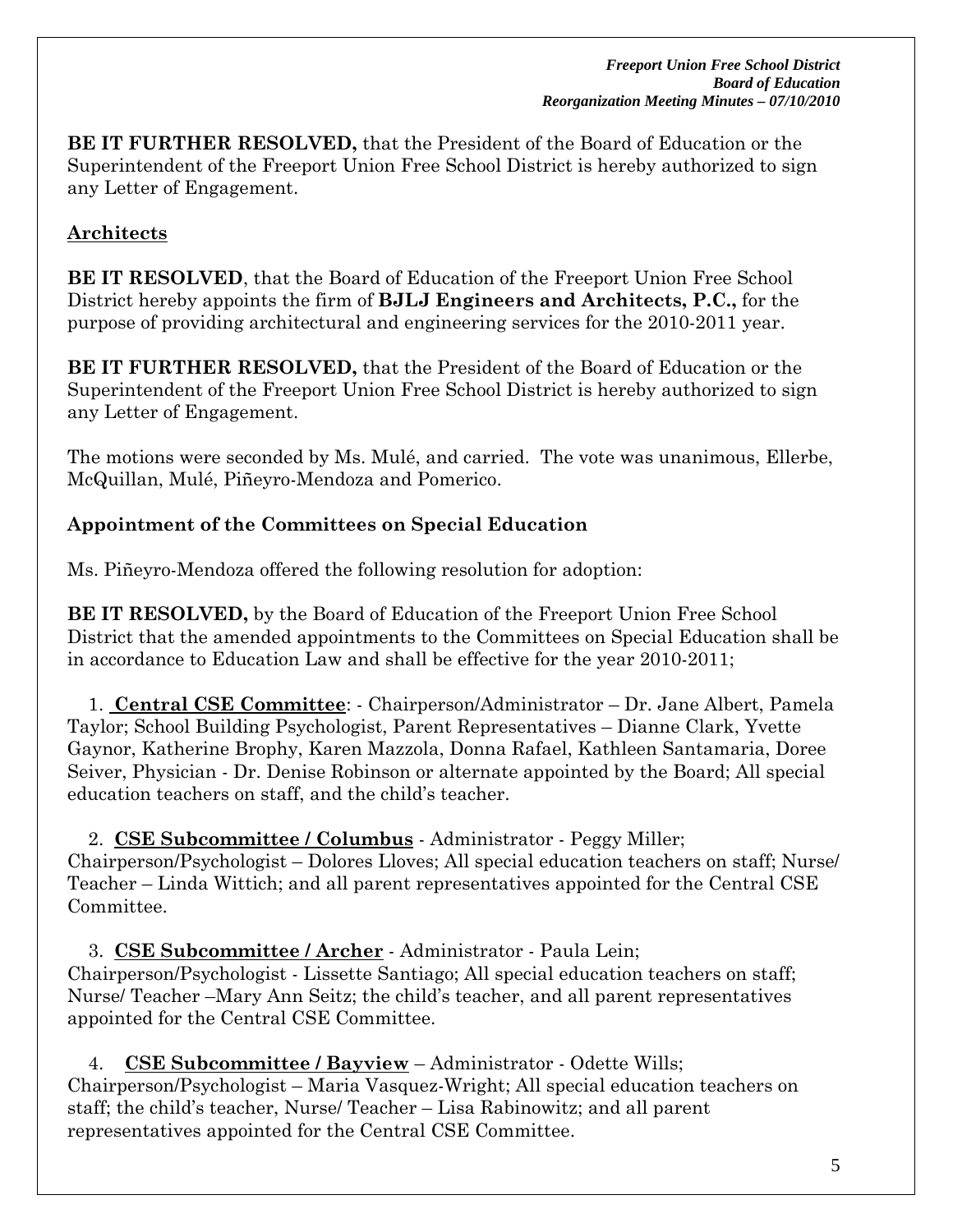**BE IT FURTHER RESOLVED,** that the President of the Board of Education or the Superintendent of the Freeport Union Free School District is hereby authorized to sign any Letter of Engagement.

## Architects

**BE IT RESOLVED**, that the Board of Education of the Freeport Union Free School District hereby appoints the firm of **BJLJ Engineers and Architects, P.C.,** for the purpose of providing architectural and engineering services for the 2010-2011 year.

**BE IT FURTHER RESOLVED,** that the President of the Board of Education or the Superintendent of the Freeport Union Free School District is hereby authorized to sign any Letter of Engagement.

The motions were seconded by Ms. Mulé, and carried. The vote was unanimous, Ellerbe, McQuillan, Mulé, Piñeyro-Mendoza and Pomerico.

## Appointment of the Committees on Special Education

Ms. Piñeyro-Mendoza offered the following resolution for adoption:

**BE IT RESOLVED,** by the Board of Education of the Freeport Union Free School District that the amended appointments to the Committees on Special Education shall be in accordance to Education Law and shall be effective for the year 2010-2011;

1. **Central CSE Committee**: - Chairperson/Administrator – Dr. Jane Albert, Pamela Taylor; School Building Psychologist, Parent Representatives – Dianne Clark, Yvette Gaynor, Katherine Brophy, Karen Mazzola, Donna Rafael, Kathleen Santamaria, Doree Seiver, Physician - Dr. Denise Robinson or alternate appointed by the Board; All special education teachers on staff, and the child's teacher.

2. **CSE Subcommittee / Columbus** - Administrator - Peggy Miller; Chairperson/Psychologist – Dolores Lloves; All special education teachers on staff; Nurse/ Teacher – Linda Wittich; and all parent representatives appointed for the Central CSE Committee.

3. **CSE Subcommittee / Archer** - Administrator - Paula Lein; Chairperson/Psychologist - Lissette Santiago; All special education teachers on staff; Nurse/ Teacher –Mary Ann Seitz; the child's teacher, and all parent representatives appointed for the Central CSE Committee.

4. **CSE Subcommittee / Bayview** – Administrator - Odette Wills; Chairperson/Psychologist – Maria Vasquez-Wright; All special education teachers on staff; the child's teacher, Nurse/ Teacher – Lisa Rabinowitz; and all parent representatives appointed for the Central CSE Committee.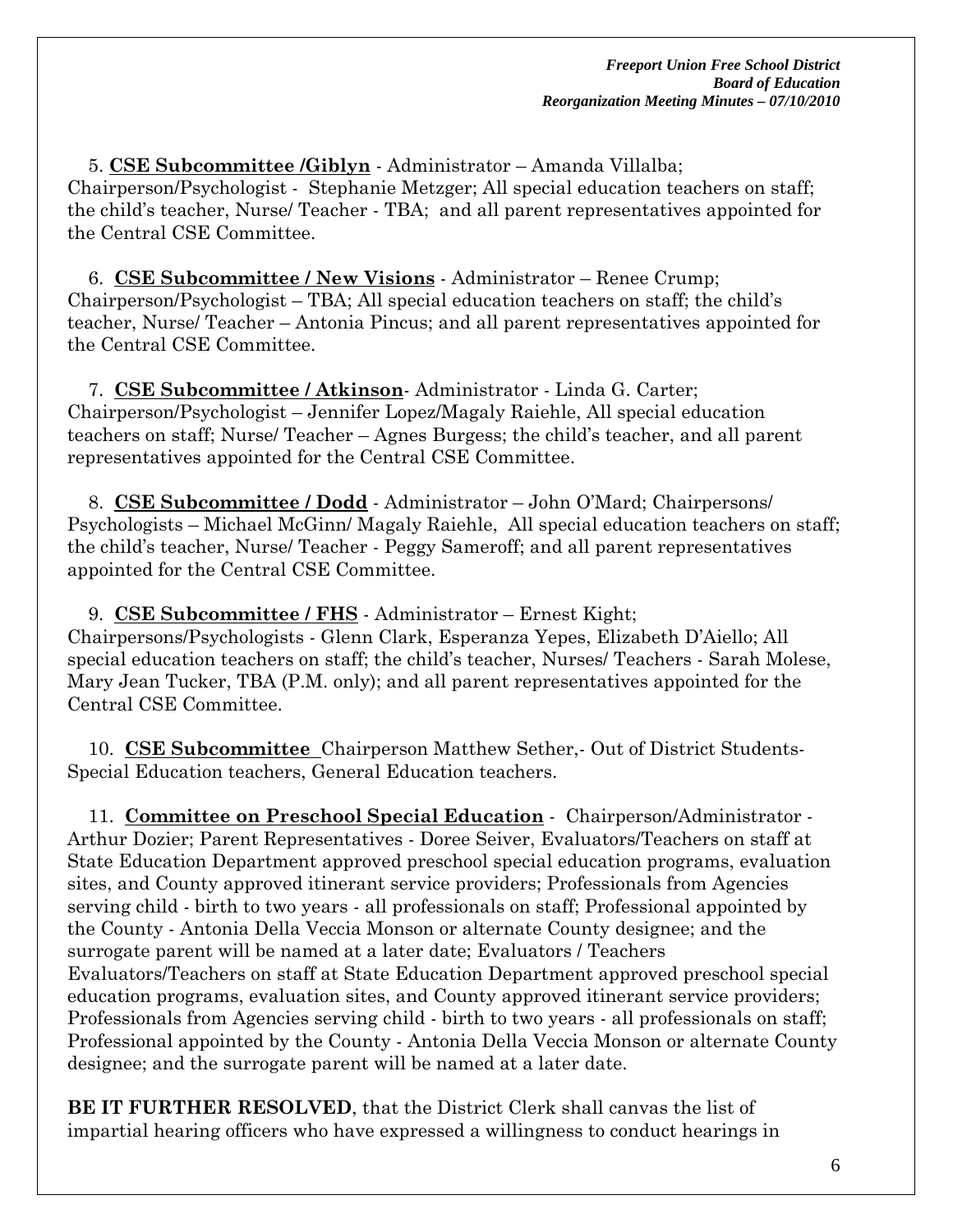5. **CSE Subcommittee /Giblyn** - Administrator – Amanda Villalba; Chairperson/Psychologist - Stephanie Metzger; All special education teachers on staff; the child's teacher, Nurse/ Teacher - TBA; and all parent representatives appointed for the Central CSE Committee.

6. **CSE Subcommittee / New Visions** - Administrator – Renee Crump; Chairperson/Psychologist – TBA; All special education teachers on staff; the child's teacher, Nurse/ Teacher – Antonia Pincus; and all parent representatives appointed for the Central CSE Committee.

7. **CSE Subcommittee / Atkinson**- Administrator - Linda G. Carter; Chairperson/Psychologist – Jennifer Lopez/Magaly Raiehle, All special education teachers on staff; Nurse/ Teacher – Agnes Burgess; the child's teacher, and all parent representatives appointed for the Central CSE Committee.

8. **CSE Subcommittee / Dodd** - Administrator – John O'Mard; Chairpersons/ Psychologists – Michael McGinn/ Magaly Raiehle, All special education teachers on staff; the child's teacher, Nurse/ Teacher - Peggy Sameroff; and all parent representatives appointed for the Central CSE Committee.

9. **CSE Subcommittee / FHS** - Administrator – Ernest Kight; Chairpersons/Psychologists - Glenn Clark, Esperanza Yepes, Elizabeth D'Aiello; All special education teachers on staff; the child's teacher, Nurses/ Teachers - Sarah Molese, Mary Jean Tucker, TBA (P.M. only); and all parent representatives appointed for the Central CSE Committee.

10. **CSE Subcommittee** Chairperson Matthew Sether,- Out of District Students- Special Education teachers, General Education teachers.

11. **Committee on Preschool Special Education** - Chairperson/Administrator - Arthur Dozier; Parent Representatives - Doree Seiver, Evaluators/Teachers on staff at State Education Department approved preschool special education programs, evaluation sites, and County approved itinerant service providers; Professionals from Agencies serving child - birth to two years - all professionals on staff; Professional appointed by the County - Antonia Della Veccia Monson or alternate County designee; and the surrogate parent will be named at a later date; Evaluators / Teachers Evaluators/Teachers on staff at State Education Department approved preschool special education programs, evaluation sites, and County approved itinerant service providers; Professionals from Agencies serving child - birth to two years - all professionals on staff; Professional appointed by the County - Antonia Della Veccia Monson or alternate County designee; and the surrogate parent will be named at a later date.

**BE IT FURTHER RESOLVED**, that the District Clerk shall canvas the list of impartial hearing officers who have expressed a willingness to conduct hearings in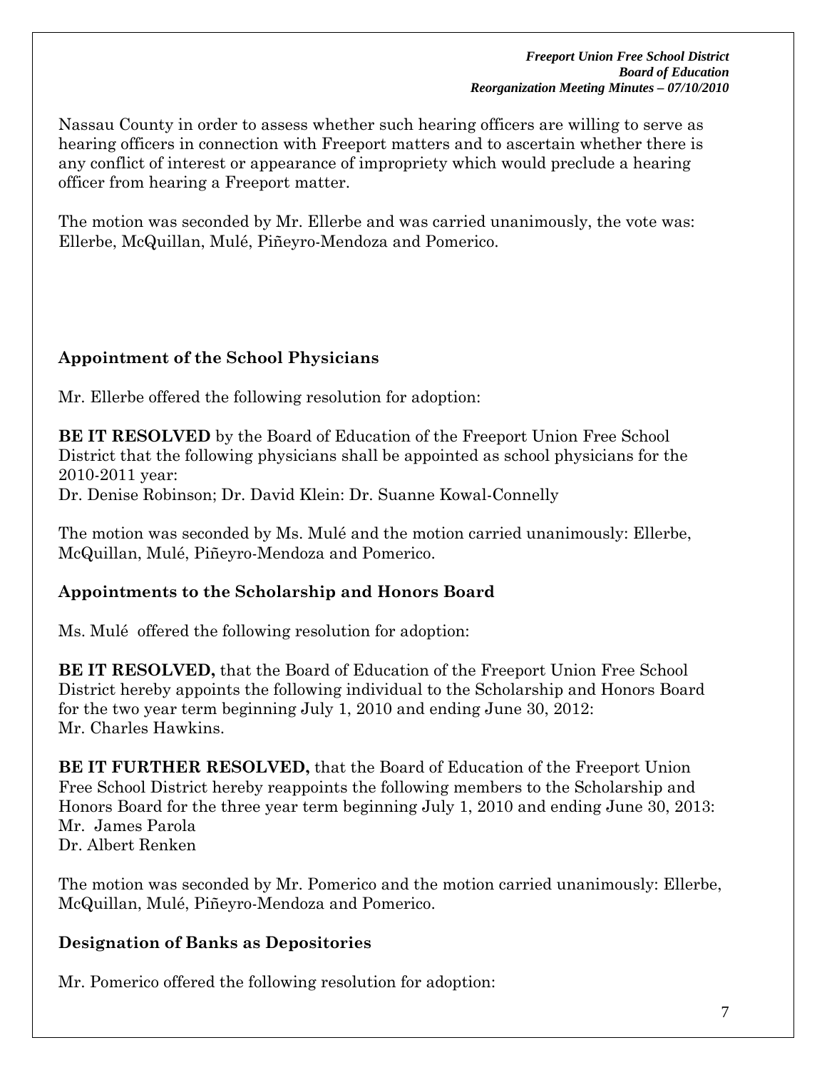Nassau County in order to assess whether such hearing officers are willing to serve as hearing officers in connection with Freeport matters and to ascertain whether there is any conflict of interest or appearance of impropriety which would preclude a hearing officer from hearing a Freeport matter.

The motion was seconded by Mr. Ellerbe and was carried unanimously, the vote was: Ellerbe, McQuillan, Mulé, Piñeyro-Mendoza and Pomerico.

## Appointment of the School Physicians

Mr. Ellerbe offered the following resolution for adoption:

**BE IT RESOLVED** by the Board of Education of the Freeport Union Free School District that the following physicians shall be appointed as school physicians for the 2010-2011 year:
Dr. Denise Robinson; Dr. David Klein: Dr. Suanne Kowal-Connelly

The motion was seconded by Ms. Mulé and the motion carried unanimously: Ellerbe, McQuillan, Mulé, Piñeyro-Mendoza and Pomerico.

## Appointments to the Scholarship and Honors Board

Ms. Mulé offered the following resolution for adoption:

**BE IT RESOLVED,** that the Board of Education of the Freeport Union Free School District hereby appoints the following individual to the Scholarship and Honors Board for the two year term beginning July 1, 2010 and ending June 30, 2012:
Mr. Charles Hawkins.

**BE IT FURTHER RESOLVED,** that the Board of Education of the Freeport Union Free School District hereby reappoints the following members to the Scholarship and Honors Board for the three year term beginning July 1, 2010 and ending June 30, 2013:
Mr. James Parola
Dr. Albert Renken

The motion was seconded by Mr. Pomerico and the motion carried unanimously: Ellerbe, McQuillan, Mulé, Piñeyro-Mendoza and Pomerico.

## Designation of Banks as Depositories

Mr. Pomerico offered the following resolution for adoption: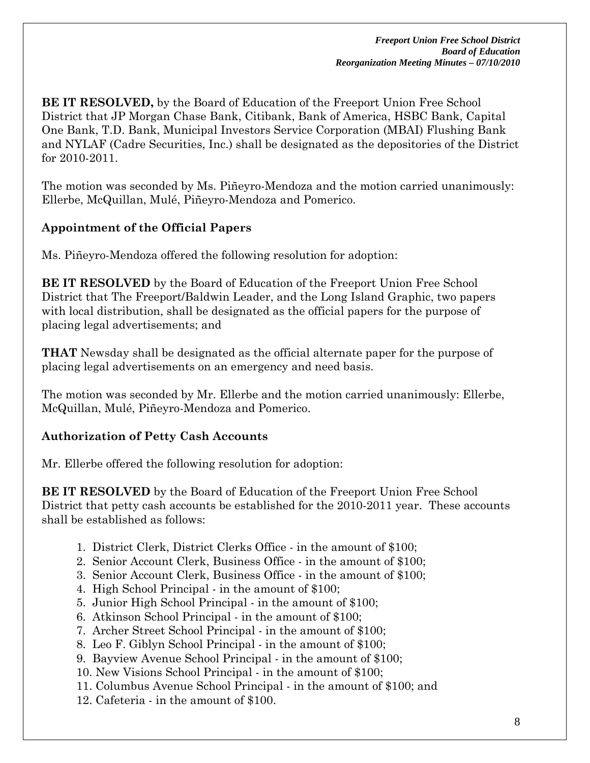**BE IT RESOLVED,** by the Board of Education of the Freeport Union Free School District that JP Morgan Chase Bank, Citibank, Bank of America, HSBC Bank, Capital One Bank, T.D. Bank, Municipal Investors Service Corporation (MBAI) Flushing Bank and NYLAF (Cadre Securities, Inc.) shall be designated as the depositories of the District for 2010-2011.

The motion was seconded by Ms. Piñeyro-Mendoza and the motion carried unanimously: Ellerbe, McQuillan, Mulé, Piñeyro-Mendoza and Pomerico.

### Appointment of the Official Papers

Ms. Piñeyro-Mendoza offered the following resolution for adoption:

**BE IT RESOLVED** by the Board of Education of the Freeport Union Free School District that The Freeport/Baldwin Leader, and the Long Island Graphic, two papers with local distribution, shall be designated as the official papers for the purpose of placing legal advertisements; and

**THAT** Newsday shall be designated as the official alternate paper for the purpose of placing legal advertisements on an emergency and need basis.

The motion was seconded by Mr. Ellerbe and the motion carried unanimously: Ellerbe, McQuillan, Mulé, Piñeyro-Mendoza and Pomerico.

### Authorization of Petty Cash Accounts

Mr. Ellerbe offered the following resolution for adoption:

**BE IT RESOLVED** by the Board of Education of the Freeport Union Free School District that petty cash accounts be established for the 2010-2011 year. These accounts shall be established as follows:

1. District Clerk, District Clerks Office - in the amount of $100;
2. Senior Account Clerk, Business Office - in the amount of $100;
3. Senior Account Clerk, Business Office - in the amount of $100;
4. High School Principal - in the amount of $100;
5. Junior High School Principal - in the amount of $100;
6. Atkinson School Principal - in the amount of $100;
7. Archer Street School Principal - in the amount of $100;
8. Leo F. Giblyn School Principal - in the amount of $100;
9. Bayview Avenue School Principal - in the amount of $100;
10. New Visions School Principal - in the amount of $100;
11. Columbus Avenue School Principal - in the amount of $100; and
12. Cafeteria - in the amount of $100.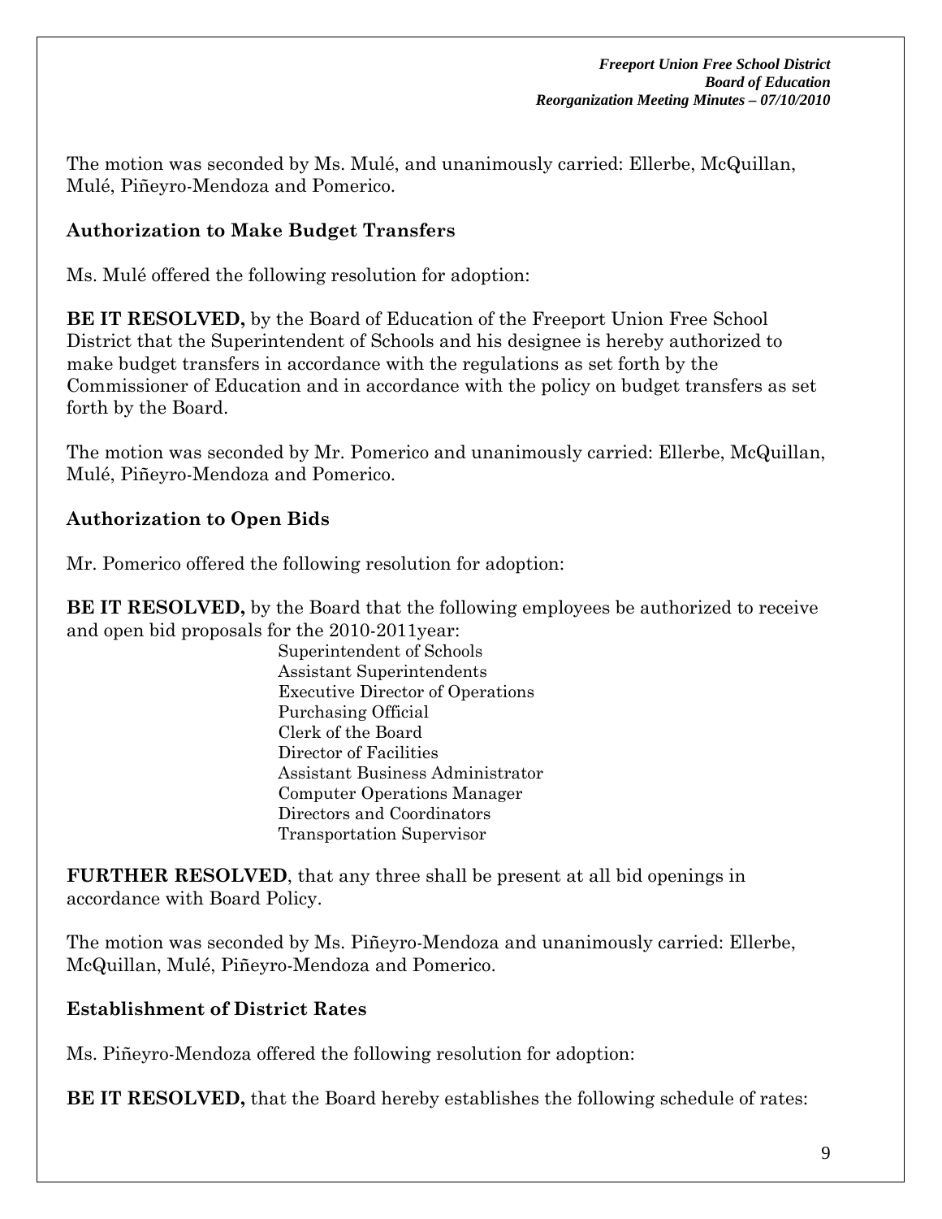The motion was seconded by Ms. Mulé, and unanimously carried: Ellerbe, McQuillan, Mulé, Piñeyro-Mendoza and Pomerico.

## Authorization to Make Budget Transfers

Ms. Mulé offered the following resolution for adoption:

**BE IT RESOLVED,** by the Board of Education of the Freeport Union Free School District that the Superintendent of Schools and his designee is hereby authorized to make budget transfers in accordance with the regulations as set forth by the Commissioner of Education and in accordance with the policy on budget transfers as set forth by the Board.

The motion was seconded by Mr. Pomerico and unanimously carried: Ellerbe, McQuillan, Mulé, Piñeyro-Mendoza and Pomerico.

## Authorization to Open Bids

Mr. Pomerico offered the following resolution for adoption:

**BE IT RESOLVED,** by the Board that the following employees be authorized to receive and open bid proposals for the 2010-2011year:

Superintendent of Schools
Assistant Superintendents
Executive Director of Operations
Purchasing Official
Clerk of the Board
Director of Facilities
Assistant Business Administrator
Computer Operations Manager
Directors and Coordinators
Transportation Supervisor

**FURTHER RESOLVED**, that any three shall be present at all bid openings in accordance with Board Policy.

The motion was seconded by Ms. Piñeyro-Mendoza and unanimously carried: Ellerbe, McQuillan, Mulé, Piñeyro-Mendoza and Pomerico.

## Establishment of District Rates

Ms. Piñeyro-Mendoza offered the following resolution for adoption:

**BE IT RESOLVED,** that the Board hereby establishes the following schedule of rates: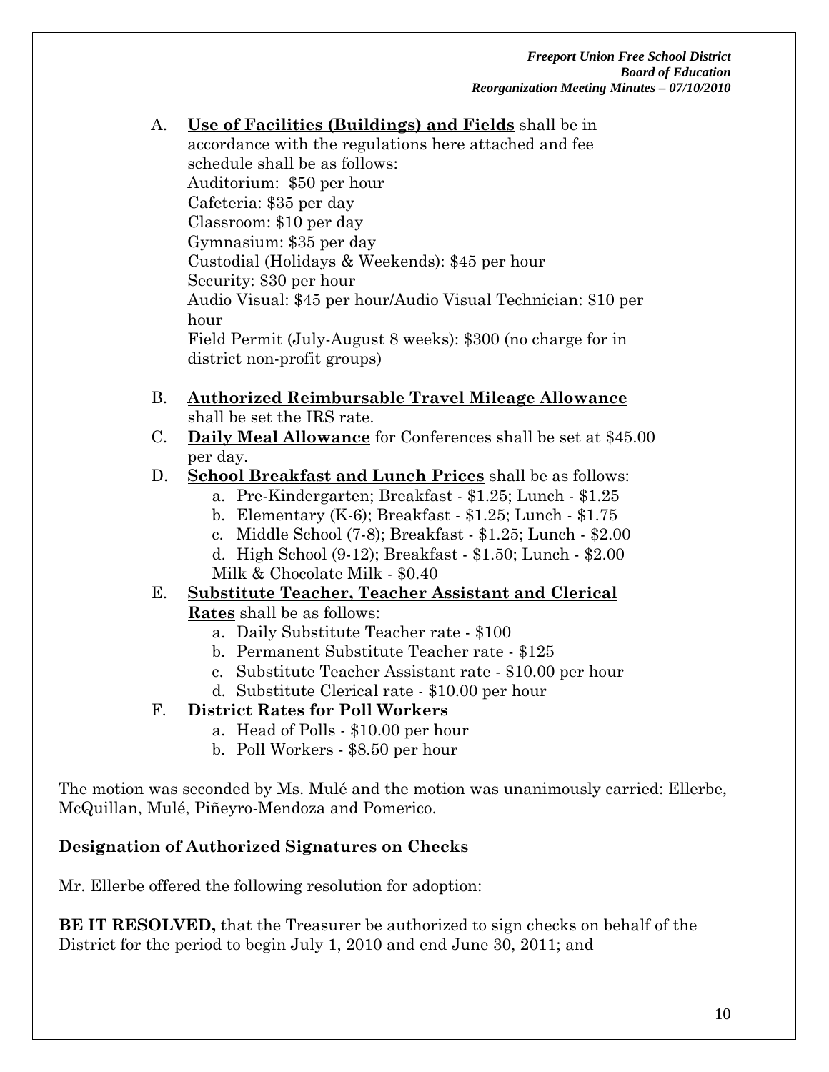A. **Use of Facilities (Buildings) and Fields** shall be in accordance with the regulations here attached and fee schedule shall be as follows:
Auditorium: $50 per hour
Cafeteria: $35 per day
Classroom: $10 per day
Gymnasium: $35 per day
Custodial (Holidays & Weekends): $45 per hour
Security: $30 per hour
Audio Visual: $45 per hour/Audio Visual Technician: $10 per hour
Field Permit (July-August 8 weeks): $300 (no charge for in district non-profit groups)

B. **Authorized Reimbursable Travel Mileage Allowance** shall be set the IRS rate.

C. **Daily Meal Allowance** for Conferences shall be set at $45.00 per day.

D. **School Breakfast and Lunch Prices** shall be as follows:
   a. Pre-Kindergarten; Breakfast - $1.25; Lunch - $1.25
   b. Elementary (K-6); Breakfast - $1.25; Lunch - $1.75
   c. Middle School (7-8); Breakfast - $1.25; Lunch - $2.00
   d. High School (9-12); Breakfast - $1.50; Lunch - $2.00
   Milk & Chocolate Milk - $0.40

E. **Substitute Teacher, Teacher Assistant and Clerical Rates** shall be as follows:
   a. Daily Substitute Teacher rate - $100
   b. Permanent Substitute Teacher rate - $125
   c. Substitute Teacher Assistant rate - $10.00 per hour
   d. Substitute Clerical rate - $10.00 per hour

F. **District Rates for Poll Workers**
   a. Head of Polls - $10.00 per hour
   b. Poll Workers - $8.50 per hour

The motion was seconded by Ms. Mulé and the motion was unanimously carried: Ellerbe, McQuillan, Mulé, Piñeyro-Mendoza and Pomerico.

**Designation of Authorized Signatures on Checks**

Mr. Ellerbe offered the following resolution for adoption:

**BE IT RESOLVED,** that the Treasurer be authorized to sign checks on behalf of the District for the period to begin July 1, 2010 and end June 30, 2011; and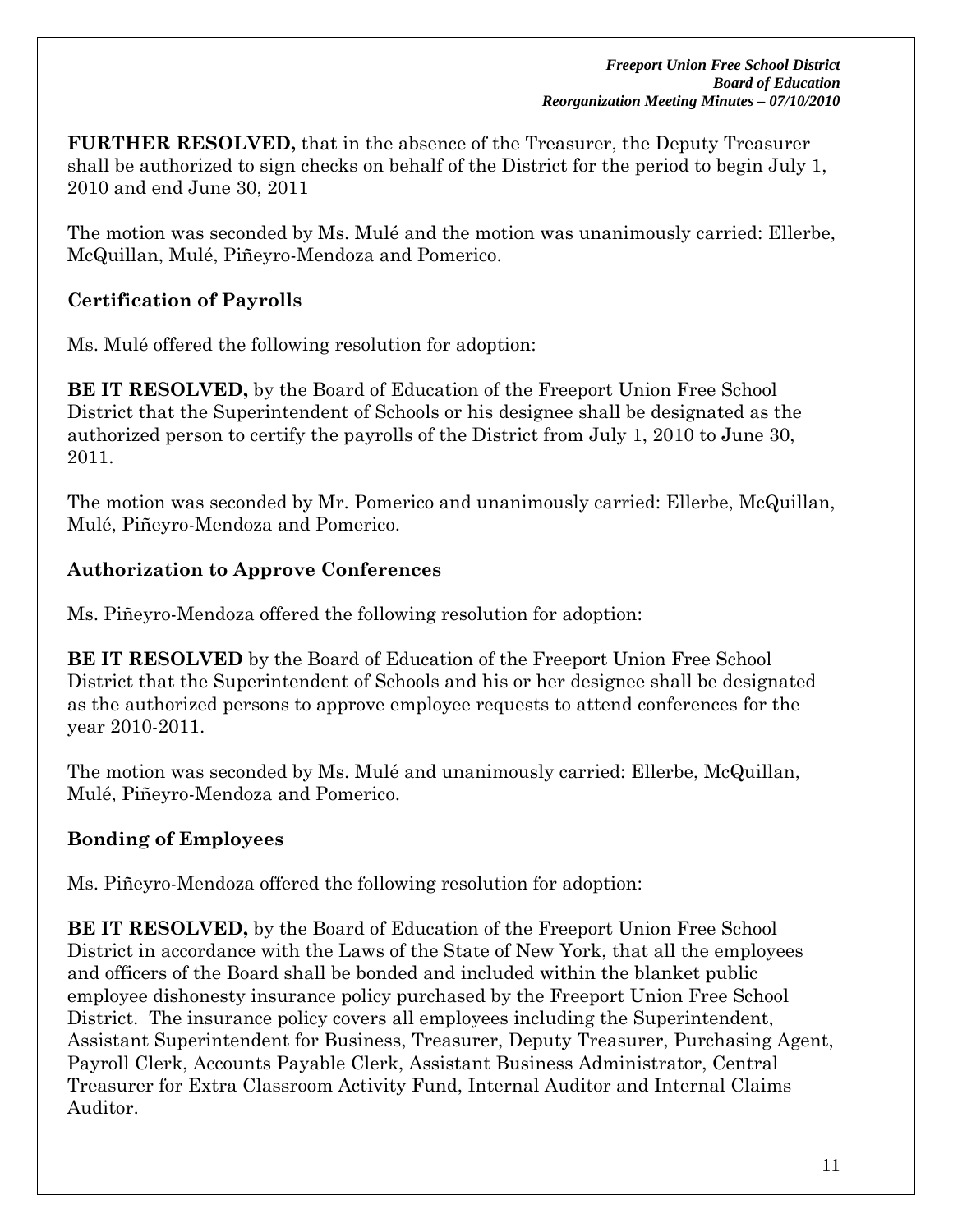**FURTHER RESOLVED,** that in the absence of the Treasurer, the Deputy Treasurer shall be authorized to sign checks on behalf of the District for the period to begin July 1, 2010 and end June 30, 2011

The motion was seconded by Ms. Mulé and the motion was unanimously carried: Ellerbe, McQuillan, Mulé, Piñeyro-Mendoza and Pomerico.

### Certification of Payrolls

Ms. Mulé offered the following resolution for adoption:

**BE IT RESOLVED,** by the Board of Education of the Freeport Union Free School District that the Superintendent of Schools or his designee shall be designated as the authorized person to certify the payrolls of the District from July 1, 2010 to June 30, 2011.

The motion was seconded by Mr. Pomerico and unanimously carried: Ellerbe, McQuillan, Mulé, Piñeyro-Mendoza and Pomerico.

### Authorization to Approve Conferences

Ms. Piñeyro-Mendoza offered the following resolution for adoption:

**BE IT RESOLVED** by the Board of Education of the Freeport Union Free School District that the Superintendent of Schools and his or her designee shall be designated as the authorized persons to approve employee requests to attend conferences for the year 2010-2011.

The motion was seconded by Ms. Mulé and unanimously carried: Ellerbe, McQuillan, Mulé, Piñeyro-Mendoza and Pomerico.

### Bonding of Employees

Ms. Piñeyro-Mendoza offered the following resolution for adoption:

**BE IT RESOLVED,** by the Board of Education of the Freeport Union Free School District in accordance with the Laws of the State of New York, that all the employees and officers of the Board shall be bonded and included within the blanket public employee dishonesty insurance policy purchased by the Freeport Union Free School District. The insurance policy covers all employees including the Superintendent, Assistant Superintendent for Business, Treasurer, Deputy Treasurer, Purchasing Agent, Payroll Clerk, Accounts Payable Clerk, Assistant Business Administrator, Central Treasurer for Extra Classroom Activity Fund, Internal Auditor and Internal Claims Auditor.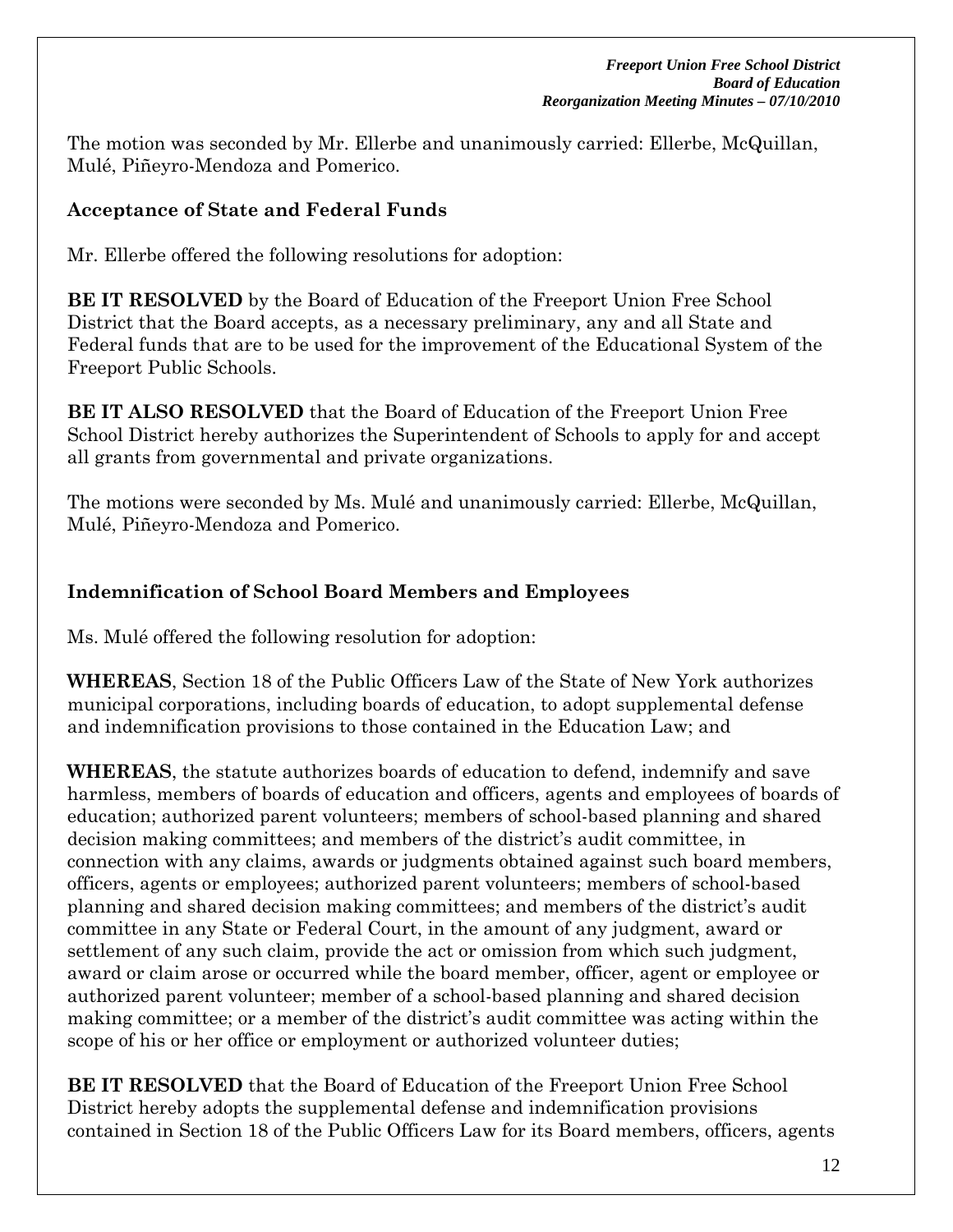The motion was seconded by Mr. Ellerbe and unanimously carried: Ellerbe, McQuillan, Mulé, Piñeyro-Mendoza and Pomerico.

**Acceptance of State and Federal Funds**

Mr. Ellerbe offered the following resolutions for adoption:

**BE IT RESOLVED** by the Board of Education of the Freeport Union Free School District that the Board accepts, as a necessary preliminary, any and all State and Federal funds that are to be used for the improvement of the Educational System of the Freeport Public Schools.

**BE IT ALSO RESOLVED** that the Board of Education of the Freeport Union Free School District hereby authorizes the Superintendent of Schools to apply for and accept all grants from governmental and private organizations.

The motions were seconded by Ms. Mulé and unanimously carried: Ellerbe, McQuillan, Mulé, Piñeyro-Mendoza and Pomerico.

**Indemnification of School Board Members and Employees**

Ms. Mulé offered the following resolution for adoption:

**WHEREAS**, Section 18 of the Public Officers Law of the State of New York authorizes municipal corporations, including boards of education, to adopt supplemental defense and indemnification provisions to those contained in the Education Law; and

**WHEREAS**, the statute authorizes boards of education to defend, indemnify and save harmless, members of boards of education and officers, agents and employees of boards of education; authorized parent volunteers; members of school-based planning and shared decision making committees; and members of the district's audit committee, in connection with any claims, awards or judgments obtained against such board members, officers, agents or employees; authorized parent volunteers; members of school-based planning and shared decision making committees; and members of the district's audit committee in any State or Federal Court, in the amount of any judgment, award or settlement of any such claim, provide the act or omission from which such judgment, award or claim arose or occurred while the board member, officer, agent or employee or authorized parent volunteer; member of a school-based planning and shared decision making committee; or a member of the district's audit committee was acting within the scope of his or her office or employment or authorized volunteer duties;

**BE IT RESOLVED** that the Board of Education of the Freeport Union Free School District hereby adopts the supplemental defense and indemnification provisions contained in Section 18 of the Public Officers Law for its Board members, officers, agents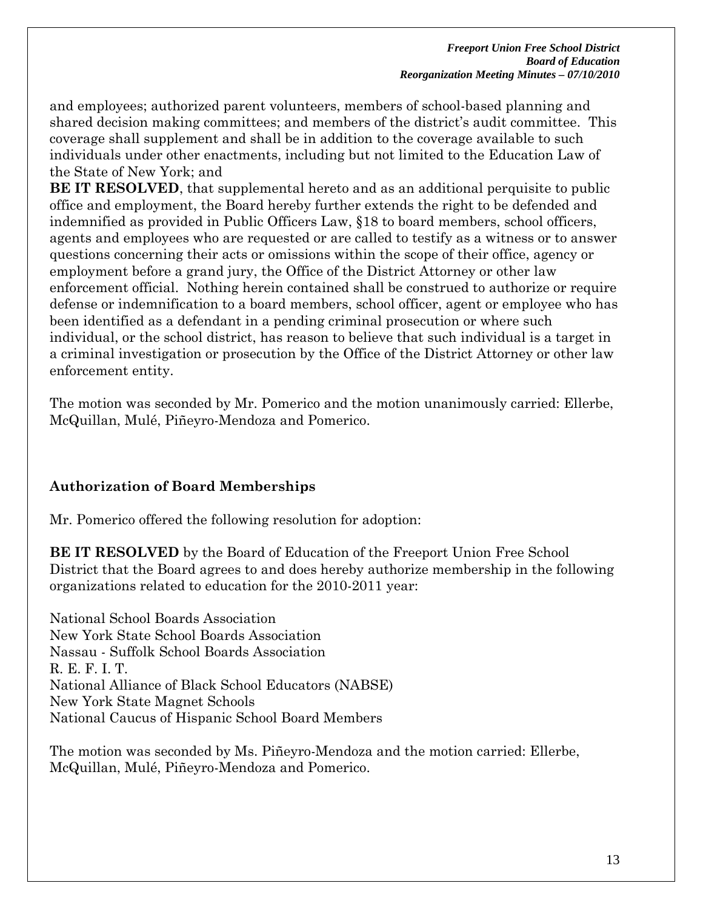and employees; authorized parent volunteers, members of school-based planning and shared decision making committees; and members of the district's audit committee. This coverage shall supplement and shall be in addition to the coverage available to such individuals under other enactments, including but not limited to the Education Law of the State of New York; and

**BE IT RESOLVED**, that supplemental hereto and as an additional perquisite to public office and employment, the Board hereby further extends the right to be defended and indemnified as provided in Public Officers Law, §18 to board members, school officers, agents and employees who are requested or are called to testify as a witness or to answer questions concerning their acts or omissions within the scope of their office, agency or employment before a grand jury, the Office of the District Attorney or other law enforcement official. Nothing herein contained shall be construed to authorize or require defense or indemnification to a board members, school officer, agent or employee who has been identified as a defendant in a pending criminal prosecution or where such individual, or the school district, has reason to believe that such individual is a target in a criminal investigation or prosecution by the Office of the District Attorney or other law enforcement entity.

The motion was seconded by Mr. Pomerico and the motion unanimously carried: Ellerbe, McQuillan, Mulé, Piñeyro-Mendoza and Pomerico.

### Authorization of Board Memberships

Mr. Pomerico offered the following resolution for adoption:

**BE IT RESOLVED** by the Board of Education of the Freeport Union Free School District that the Board agrees to and does hereby authorize membership in the following organizations related to education for the 2010-2011 year:

National School Boards Association
New York State School Boards Association
Nassau - Suffolk School Boards Association
R. E. F. I. T.
National Alliance of Black School Educators (NABSE)
New York State Magnet Schools
National Caucus of Hispanic School Board Members

The motion was seconded by Ms. Piñeyro-Mendoza and the motion carried: Ellerbe, McQuillan, Mulé, Piñeyro-Mendoza and Pomerico.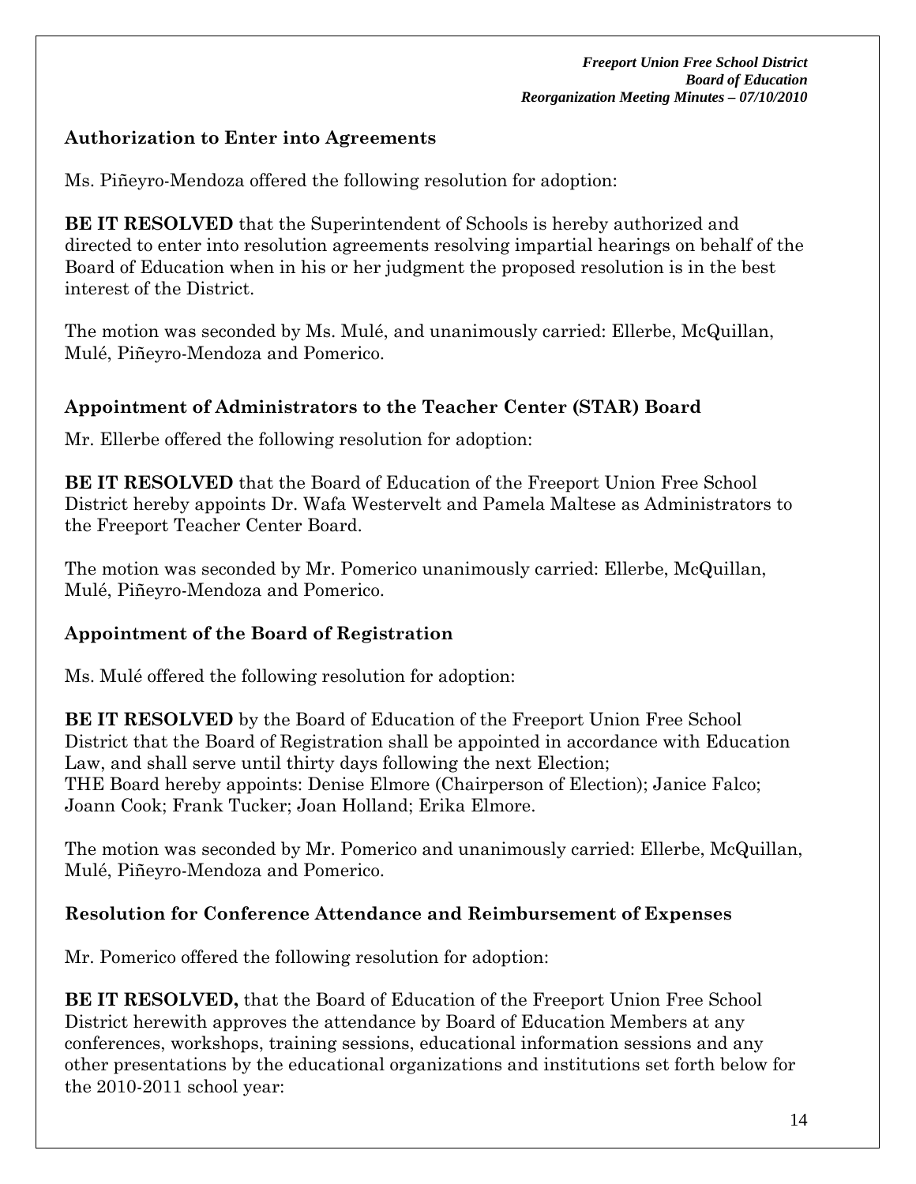### Authorization to Enter into Agreements

Ms. Piñeyro-Mendoza offered the following resolution for adoption:

**BE IT RESOLVED** that the Superintendent of Schools is hereby authorized and directed to enter into resolution agreements resolving impartial hearings on behalf of the Board of Education when in his or her judgment the proposed resolution is in the best interest of the District.

The motion was seconded by Ms. Mulé, and unanimously carried: Ellerbe, McQuillan, Mulé, Piñeyro-Mendoza and Pomerico.

### Appointment of Administrators to the Teacher Center (STAR) Board

Mr. Ellerbe offered the following resolution for adoption:

**BE IT RESOLVED** that the Board of Education of the Freeport Union Free School District hereby appoints Dr. Wafa Westervelt and Pamela Maltese as Administrators to the Freeport Teacher Center Board.

The motion was seconded by Mr. Pomerico unanimously carried: Ellerbe, McQuillan, Mulé, Piñeyro-Mendoza and Pomerico.

### Appointment of the Board of Registration

Ms. Mulé offered the following resolution for adoption:

**BE IT RESOLVED** by the Board of Education of the Freeport Union Free School District that the Board of Registration shall be appointed in accordance with Education Law, and shall serve until thirty days following the next Election;
THE Board hereby appoints: Denise Elmore (Chairperson of Election); Janice Falco; Joann Cook; Frank Tucker; Joan Holland; Erika Elmore.

The motion was seconded by Mr. Pomerico and unanimously carried: Ellerbe, McQuillan, Mulé, Piñeyro-Mendoza and Pomerico.

### Resolution for Conference Attendance and Reimbursement of Expenses

Mr. Pomerico offered the following resolution for adoption:

**BE IT RESOLVED,** that the Board of Education of the Freeport Union Free School District herewith approves the attendance by Board of Education Members at any conferences, workshops, training sessions, educational information sessions and any other presentations by the educational organizations and institutions set forth below for the 2010-2011 school year: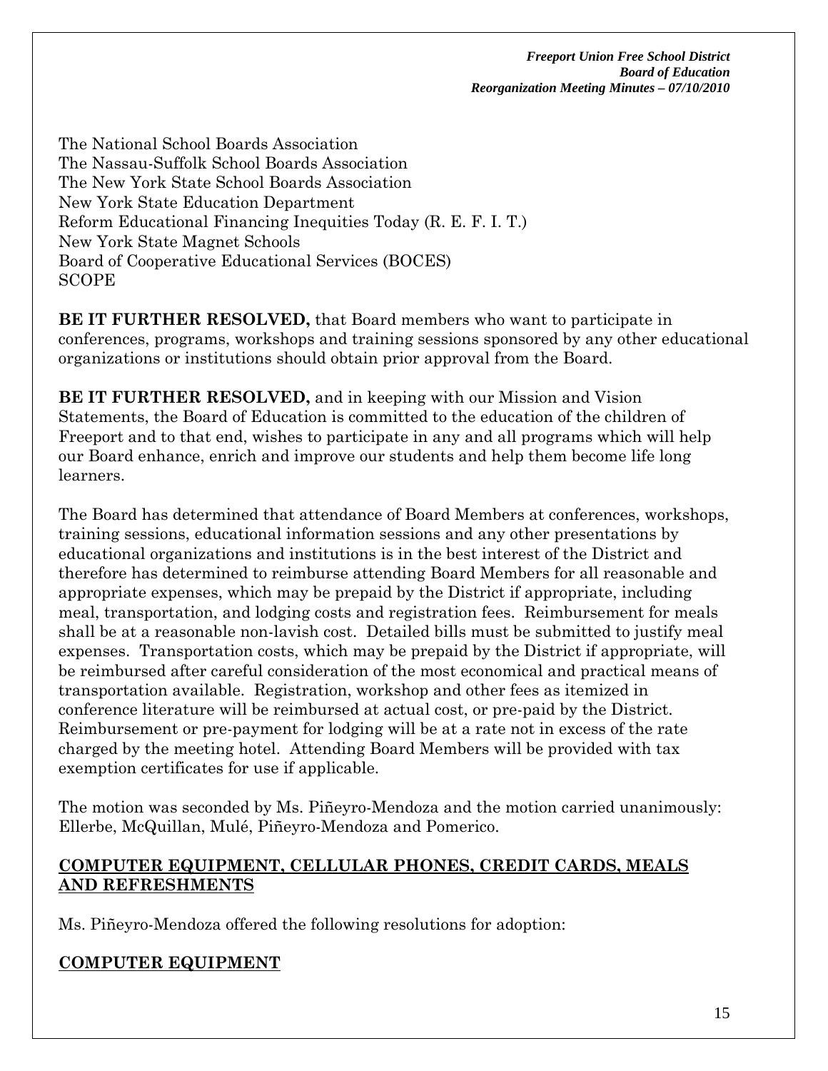The National School Boards Association
The Nassau-Suffolk School Boards Association
The New York State School Boards Association
New York State Education Department
Reform Educational Financing Inequities Today (R. E. F. I. T.)
New York State Magnet Schools
Board of Cooperative Educational Services (BOCES)
SCOPE

**BE IT FURTHER RESOLVED,** that Board members who want to participate in conferences, programs, workshops and training sessions sponsored by any other educational organizations or institutions should obtain prior approval from the Board.

**BE IT FURTHER RESOLVED,** and in keeping with our Mission and Vision Statements, the Board of Education is committed to the education of the children of Freeport and to that end, wishes to participate in any and all programs which will help our Board enhance, enrich and improve our students and help them become life long learners.

The Board has determined that attendance of Board Members at conferences, workshops, training sessions, educational information sessions and any other presentations by educational organizations and institutions is in the best interest of the District and therefore has determined to reimburse attending Board Members for all reasonable and appropriate expenses, which may be prepaid by the District if appropriate, including meal, transportation, and lodging costs and registration fees. Reimbursement for meals shall be at a reasonable non-lavish cost. Detailed bills must be submitted to justify meal expenses. Transportation costs, which may be prepaid by the District if appropriate, will be reimbursed after careful consideration of the most economical and practical means of transportation available. Registration, workshop and other fees as itemized in conference literature will be reimbursed at actual cost, or pre-paid by the District. Reimbursement or pre-payment for lodging will be at a rate not in excess of the rate charged by the meeting hotel. Attending Board Members will be provided with tax exemption certificates for use if applicable.

The motion was seconded by Ms. Piñeyro-Mendoza and the motion carried unanimously: Ellerbe, McQuillan, Mulé, Piñeyro-Mendoza and Pomerico.

## COMPUTER EQUIPMENT, CELLULAR PHONES, CREDIT CARDS, MEALS AND REFRESHMENTS

Ms. Piñeyro-Mendoza offered the following resolutions for adoption:

## COMPUTER EQUIPMENT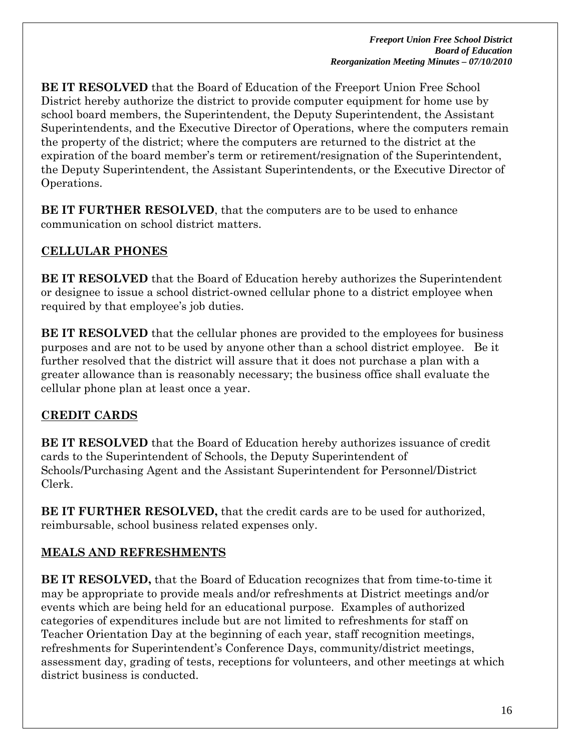**BE IT RESOLVED** that the Board of Education of the Freeport Union Free School District hereby authorize the district to provide computer equipment for home use by school board members, the Superintendent, the Deputy Superintendent, the Assistant Superintendents, and the Executive Director of Operations, where the computers remain the property of the district; where the computers are returned to the district at the expiration of the board member's term or retirement/resignation of the Superintendent, the Deputy Superintendent, the Assistant Superintendents, or the Executive Director of Operations.

**BE IT FURTHER RESOLVED**, that the computers are to be used to enhance communication on school district matters.

## CELLULAR PHONES

**BE IT RESOLVED** that the Board of Education hereby authorizes the Superintendent or designee to issue a school district-owned cellular phone to a district employee when required by that employee's job duties.

**BE IT RESOLVED** that the cellular phones are provided to the employees for business purposes and are not to be used by anyone other than a school district employee. Be it further resolved that the district will assure that it does not purchase a plan with a greater allowance than is reasonably necessary; the business office shall evaluate the cellular phone plan at least once a year.

## CREDIT CARDS

**BE IT RESOLVED** that the Board of Education hereby authorizes issuance of credit cards to the Superintendent of Schools, the Deputy Superintendent of Schools/Purchasing Agent and the Assistant Superintendent for Personnel/District Clerk.

**BE IT FURTHER RESOLVED,** that the credit cards are to be used for authorized, reimbursable, school business related expenses only.

## MEALS AND REFRESHMENTS

**BE IT RESOLVED,** that the Board of Education recognizes that from time-to-time it may be appropriate to provide meals and/or refreshments at District meetings and/or events which are being held for an educational purpose. Examples of authorized categories of expenditures include but are not limited to refreshments for staff on Teacher Orientation Day at the beginning of each year, staff recognition meetings, refreshments for Superintendent's Conference Days, community/district meetings, assessment day, grading of tests, receptions for volunteers, and other meetings at which district business is conducted.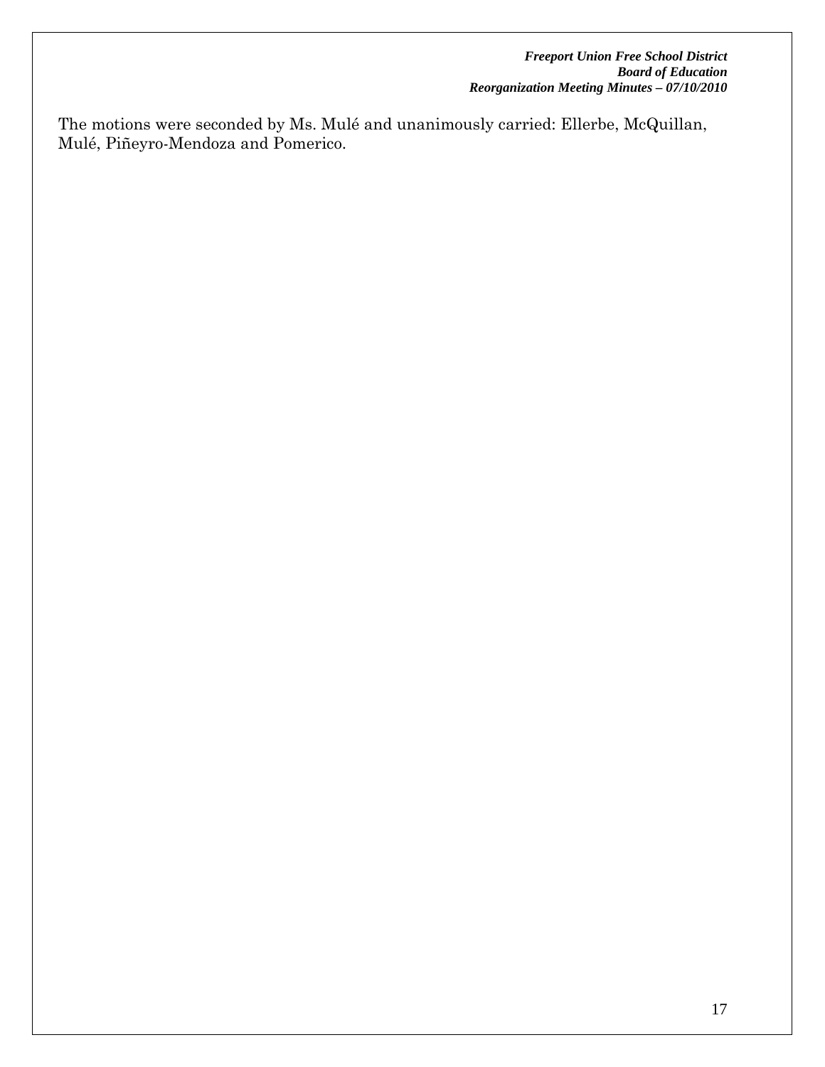The motions were seconded by Ms. Mulé and unanimously carried: Ellerbe, McQuillan, Mulé, Piñeyro-Mendoza and Pomerico.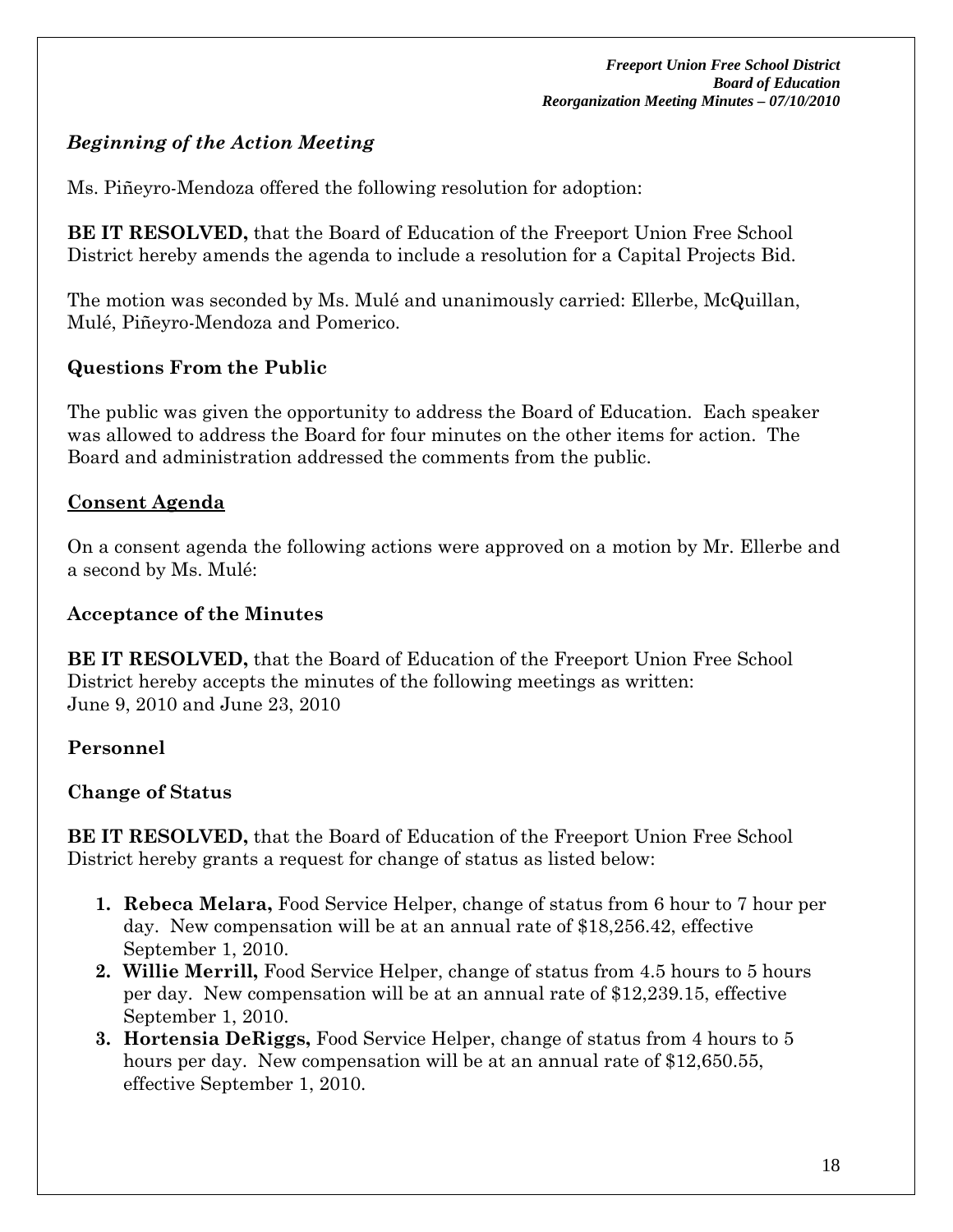### *Beginning of the Action Meeting*

Ms. Piñeyro-Mendoza offered the following resolution for adoption:

**BE IT RESOLVED,** that the Board of Education of the Freeport Union Free School District hereby amends the agenda to include a resolution for a Capital Projects Bid.

The motion was seconded by Ms. Mulé and unanimously carried: Ellerbe, McQuillan, Mulé, Piñeyro-Mendoza and Pomerico.

### Questions From the Public

The public was given the opportunity to address the Board of Education. Each speaker was allowed to address the Board for four minutes on the other items for action. The Board and administration addressed the comments from the public.

### Consent Agenda

On a consent agenda the following actions were approved on a motion by Mr. Ellerbe and a second by Ms. Mulé:

### Acceptance of the Minutes

**BE IT RESOLVED,** that the Board of Education of the Freeport Union Free School District hereby accepts the minutes of the following meetings as written:
June 9, 2010 and June 23, 2010

### Personnel

### Change of Status

**BE IT RESOLVED,** that the Board of Education of the Freeport Union Free School District hereby grants a request for change of status as listed below:

1. **Rebeca Melara,** Food Service Helper, change of status from 6 hour to 7 hour per day. New compensation will be at an annual rate of $18,256.42, effective September 1, 2010.
2. **Willie Merrill,** Food Service Helper, change of status from 4.5 hours to 5 hours per day. New compensation will be at an annual rate of $12,239.15, effective September 1, 2010.
3. **Hortensia DeRiggs,** Food Service Helper, change of status from 4 hours to 5 hours per day. New compensation will be at an annual rate of $12,650.55, effective September 1, 2010.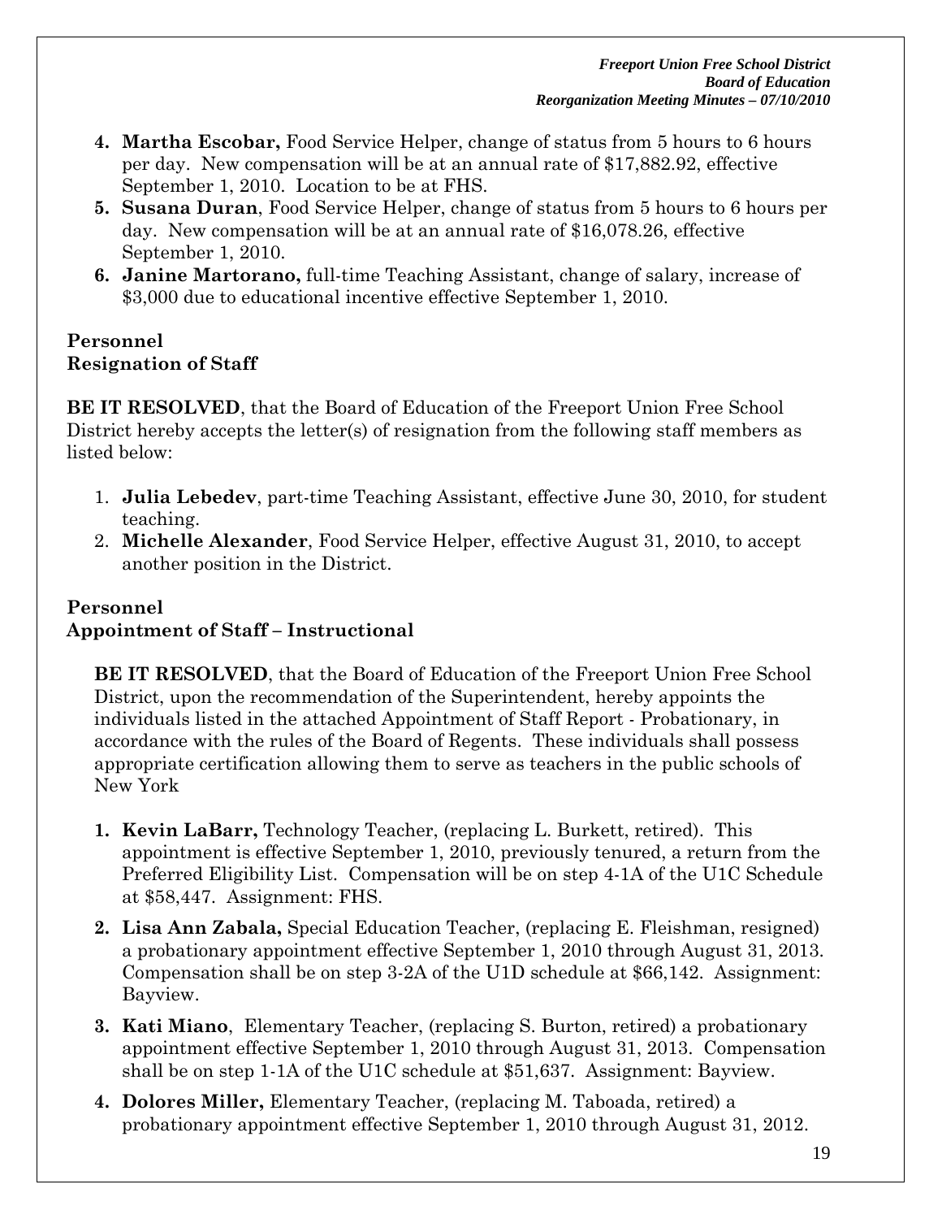4. **Martha Escobar,** Food Service Helper, change of status from 5 hours to 6 hours per day. New compensation will be at an annual rate of $17,882.92, effective September 1, 2010. Location to be at FHS.
5. **Susana Duran**, Food Service Helper, change of status from 5 hours to 6 hours per day. New compensation will be at an annual rate of $16,078.26, effective September 1, 2010.
6. **Janine Martorano,** full-time Teaching Assistant, change of salary, increase of $3,000 due to educational incentive effective September 1, 2010.

**Personnel**
**Resignation of Staff**

**BE IT RESOLVED**, that the Board of Education of the Freeport Union Free School District hereby accepts the letter(s) of resignation from the following staff members as listed below:

1. **Julia Lebedev**, part-time Teaching Assistant, effective June 30, 2010, for student teaching.
2. **Michelle Alexander**, Food Service Helper, effective August 31, 2010, to accept another position in the District.

**Personnel**
**Appointment of Staff – Instructional**

**BE IT RESOLVED**, that the Board of Education of the Freeport Union Free School District, upon the recommendation of the Superintendent, hereby appoints the individuals listed in the attached Appointment of Staff Report - Probationary, in accordance with the rules of the Board of Regents. These individuals shall possess appropriate certification allowing them to serve as teachers in the public schools of New York

1. **Kevin LaBarr,** Technology Teacher, (replacing L. Burkett, retired). This appointment is effective September 1, 2010, previously tenured, a return from the Preferred Eligibility List. Compensation will be on step 4-1A of the U1C Schedule at $58,447. Assignment: FHS.
2. **Lisa Ann Zabala,** Special Education Teacher, (replacing E. Fleishman, resigned) a probationary appointment effective September 1, 2010 through August 31, 2013. Compensation shall be on step 3-2A of the U1D schedule at $66,142. Assignment: Bayview.
3. **Kati Miano**, Elementary Teacher, (replacing S. Burton, retired) a probationary appointment effective September 1, 2010 through August 31, 2013. Compensation shall be on step 1-1A of the U1C schedule at $51,637. Assignment: Bayview.
4. **Dolores Miller,** Elementary Teacher, (replacing M. Taboada, retired) a probationary appointment effective September 1, 2010 through August 31, 2012.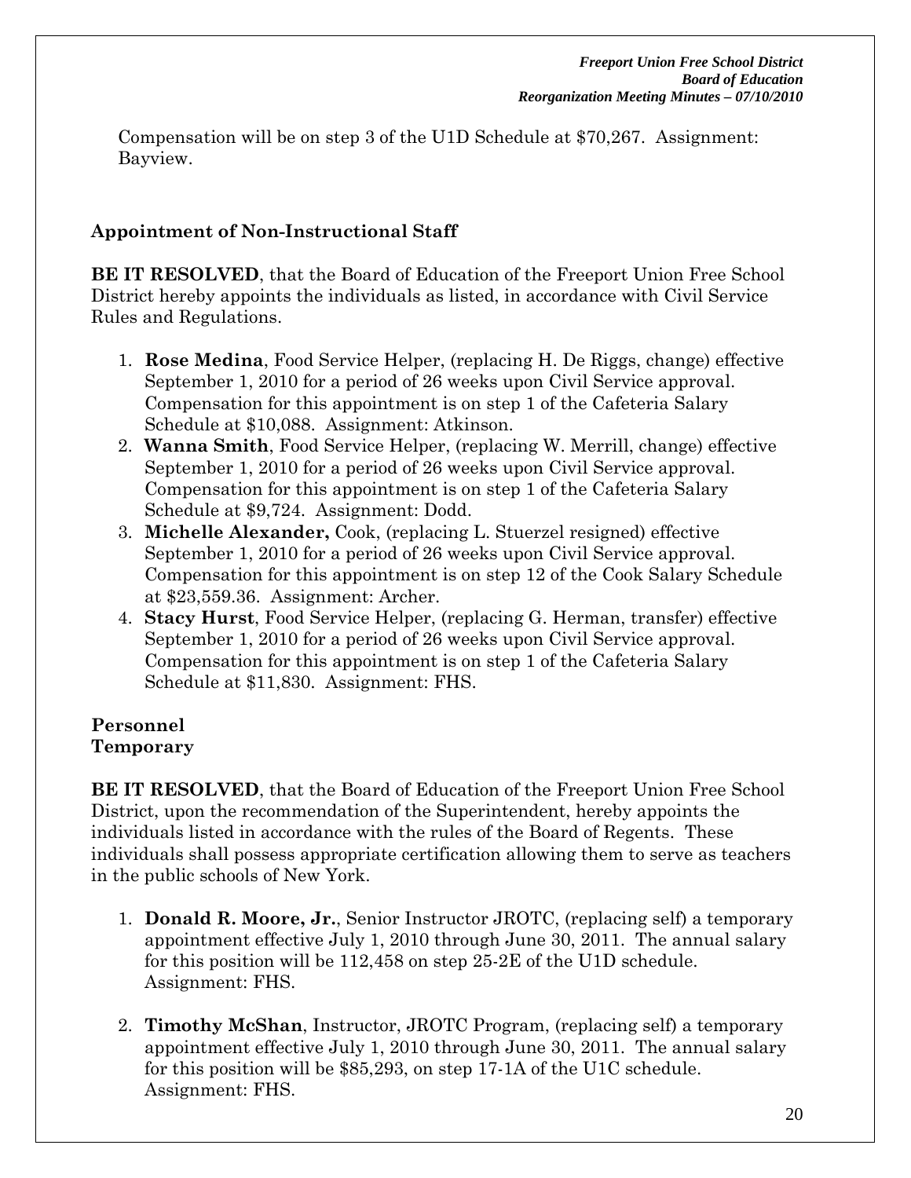Compensation will be on step 3 of the U1D Schedule at $70,267. Assignment: Bayview.

### Appointment of Non-Instructional Staff

**BE IT RESOLVED**, that the Board of Education of the Freeport Union Free School District hereby appoints the individuals as listed, in accordance with Civil Service Rules and Regulations.

1. **Rose Medina**, Food Service Helper, (replacing H. De Riggs, change) effective September 1, 2010 for a period of 26 weeks upon Civil Service approval. Compensation for this appointment is on step 1 of the Cafeteria Salary Schedule at $10,088. Assignment: Atkinson.
2. **Wanna Smith**, Food Service Helper, (replacing W. Merrill, change) effective September 1, 2010 for a period of 26 weeks upon Civil Service approval. Compensation for this appointment is on step 1 of the Cafeteria Salary Schedule at $9,724. Assignment: Dodd.
3. **Michelle Alexander,** Cook, (replacing L. Stuerzel resigned) effective September 1, 2010 for a period of 26 weeks upon Civil Service approval. Compensation for this appointment is on step 12 of the Cook Salary Schedule at $23,559.36. Assignment: Archer.
4. **Stacy Hurst**, Food Service Helper, (replacing G. Herman, transfer) effective September 1, 2010 for a period of 26 weeks upon Civil Service approval. Compensation for this appointment is on step 1 of the Cafeteria Salary Schedule at $11,830. Assignment: FHS.

### Personnel
### Temporary

**BE IT RESOLVED**, that the Board of Education of the Freeport Union Free School District, upon the recommendation of the Superintendent, hereby appoints the individuals listed in accordance with the rules of the Board of Regents. These individuals shall possess appropriate certification allowing them to serve as teachers in the public schools of New York.

1. **Donald R. Moore, Jr.**, Senior Instructor JROTC, (replacing self) a temporary appointment effective July 1, 2010 through June 30, 2011. The annual salary for this position will be 112,458 on step 25-2E of the U1D schedule. Assignment: FHS.

2. **Timothy McShan**, Instructor, JROTC Program, (replacing self) a temporary appointment effective July 1, 2010 through June 30, 2011. The annual salary for this position will be $85,293, on step 17-1A of the U1C schedule. Assignment: FHS.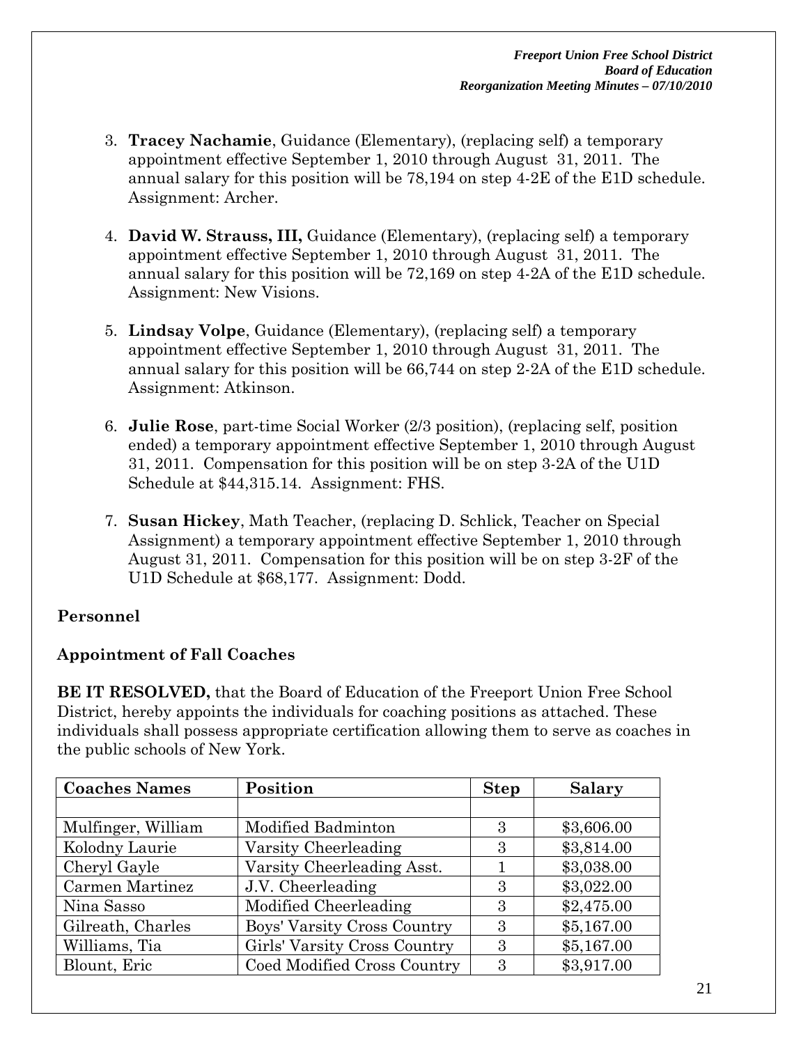3. **Tracey Nachamie**, Guidance (Elementary), (replacing self) a temporary appointment effective September 1, 2010 through August 31, 2011. The annual salary for this position will be 78,194 on step 4-2E of the E1D schedule. Assignment: Archer.

4. **David W. Strauss, III,** Guidance (Elementary), (replacing self) a temporary appointment effective September 1, 2010 through August 31, 2011. The annual salary for this position will be 72,169 on step 4-2A of the E1D schedule. Assignment: New Visions.

5. **Lindsay Volpe**, Guidance (Elementary), (replacing self) a temporary appointment effective September 1, 2010 through August 31, 2011. The annual salary for this position will be 66,744 on step 2-2A of the E1D schedule. Assignment: Atkinson.

6. **Julie Rose**, part-time Social Worker (2/3 position), (replacing self, position ended) a temporary appointment effective September 1, 2010 through August 31, 2011. Compensation for this position will be on step 3-2A of the U1D Schedule at $44,315.14. Assignment: FHS.

7. **Susan Hickey**, Math Teacher, (replacing D. Schlick, Teacher on Special Assignment) a temporary appointment effective September 1, 2010 through August 31, 2011. Compensation for this position will be on step 3-2F of the U1D Schedule at $68,177. Assignment: Dodd.

## Personnel

## Appointment of Fall Coaches

**BE IT RESOLVED,** that the Board of Education of the Freeport Union Free School District, hereby appoints the individuals for coaching positions as attached. These individuals shall possess appropriate certification allowing them to serve as coaches in the public schools of New York.

| Coaches Names | Position | Step | Salary |
|---|---|---|---|
| | | | |
| Mulfinger, William | Modified Badminton | 3 | $3,606.00 |
| Kolodny Laurie | Varsity Cheerleading | 3 | $3,814.00 |
| Cheryl Gayle | Varsity Cheerleading Asst. | 1 | $3,038.00 |
| Carmen Martinez | J.V. Cheerleading | 3 | $3,022.00 |
| Nina Sasso | Modified Cheerleading | 3 | $2,475.00 |
| Gilreath, Charles | Boys' Varsity Cross Country | 3 | $5,167.00 |
| Williams, Tia | Girls' Varsity Cross Country | 3 | $5,167.00 |
| Blount, Eric | Coed Modified Cross Country | 3 | $3,917.00 |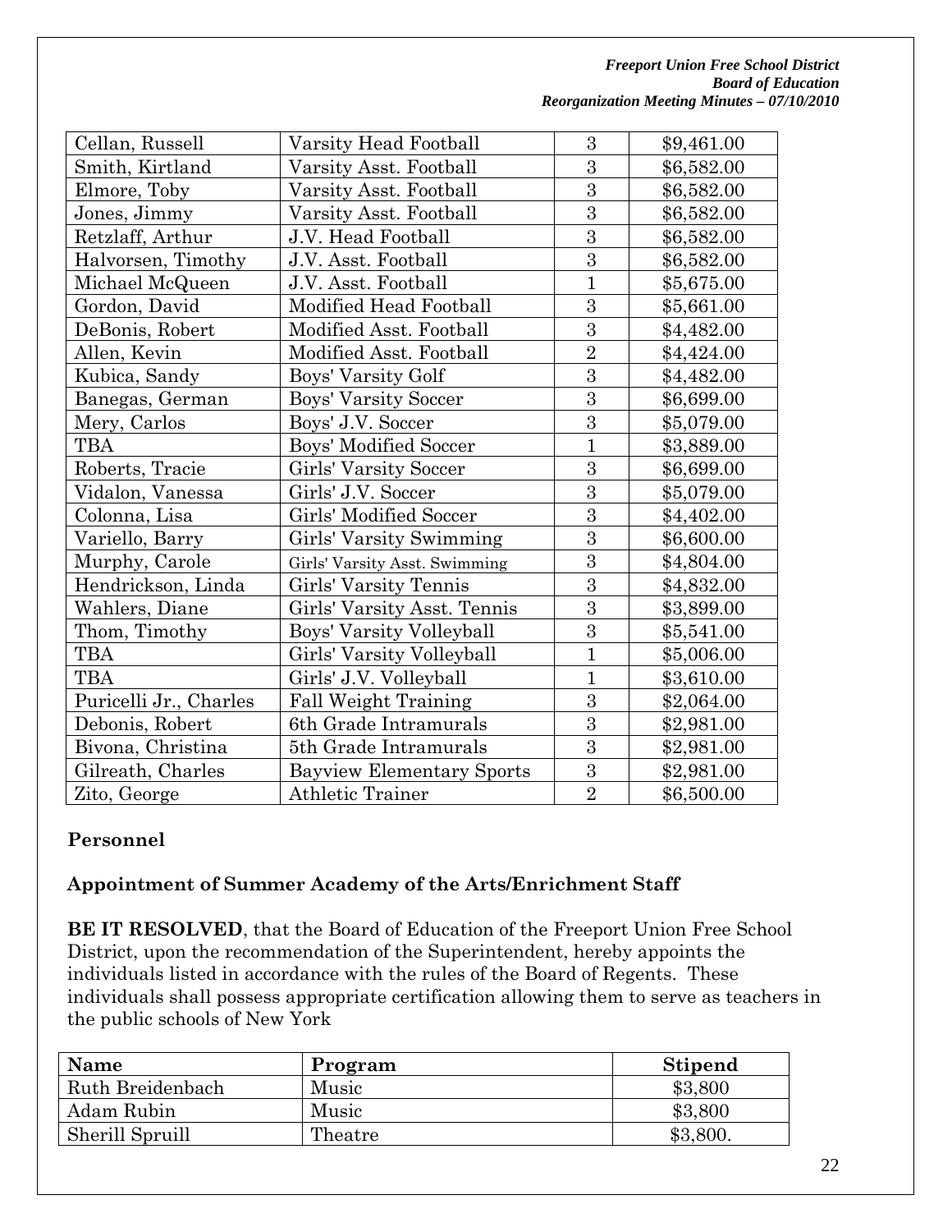| Cellan, Russell | Varsity Head Football | 3 | $9,461.00 |
|---|---|---|---|
| Smith, Kirtland | Varsity Asst. Football | 3 | $6,582.00 |
| Elmore, Toby | Varsity Asst. Football | 3 | $6,582.00 |
| Jones, Jimmy | Varsity Asst. Football | 3 | $6,582.00 |
| Retzlaff, Arthur | J.V. Head Football | 3 | $6,582.00 |
| Halvorsen, Timothy | J.V. Asst. Football | 3 | $6,582.00 |
| Michael McQueen | J.V. Asst. Football | 1 | $5,675.00 |
| Gordon, David | Modified Head Football | 3 | $5,661.00 |
| DeBonis, Robert | Modified Asst. Football | 3 | $4,482.00 |
| Allen, Kevin | Modified Asst. Football | 2 | $4,424.00 |
| Kubica, Sandy | Boys' Varsity Golf | 3 | $4,482.00 |
| Banegas, German | Boys' Varsity Soccer | 3 | $6,699.00 |
| Mery, Carlos | Boys' J.V. Soccer | 3 | $5,079.00 |
| TBA | Boys' Modified Soccer | 1 | $3,889.00 |
| Roberts, Tracie | Girls' Varsity Soccer | 3 | $6,699.00 |
| Vidalon, Vanessa | Girls' J.V. Soccer | 3 | $5,079.00 |
| Colonna, Lisa | Girls' Modified Soccer | 3 | $4,402.00 |
| Variello, Barry | Girls' Varsity Swimming | 3 | $6,600.00 |
| Murphy, Carole | Girls' Varsity Asst. Swimming | 3 | $4,804.00 |
| Hendrickson, Linda | Girls' Varsity Tennis | 3 | $4,832.00 |
| Wahlers, Diane | Girls' Varsity Asst. Tennis | 3 | $3,899.00 |
| Thom, Timothy | Boys' Varsity Volleyball | 3 | $5,541.00 |
| TBA | Girls' Varsity Volleyball | 1 | $5,006.00 |
| TBA | Girls' J.V. Volleyball | 1 | $3,610.00 |
| Puricelli Jr., Charles | Fall Weight Training | 3 | $2,064.00 |
| Debonis, Robert | 6th Grade Intramurals | 3 | $2,981.00 |
| Bivona, Christina | 5th Grade Intramurals | 3 | $2,981.00 |
| Gilreath, Charles | Bayview Elementary Sports | 3 | $2,981.00 |
| Zito, George | Athletic Trainer | 2 | $6,500.00 |

## Personnel

### Appointment of Summer Academy of the Arts/Enrichment Staff

**BE IT RESOLVED**, that the Board of Education of the Freeport Union Free School District, upon the recommendation of the Superintendent, hereby appoints the individuals listed in accordance with the rules of the Board of Regents. These individuals shall possess appropriate certification allowing them to serve as teachers in the public schools of New York

| Name | Program | Stipend |
|---|---|---|
| Ruth Breidenbach | Music | $3,800 |
| Adam Rubin | Music | $3,800 |
| Sherill Spruill | Theatre | $3,800. |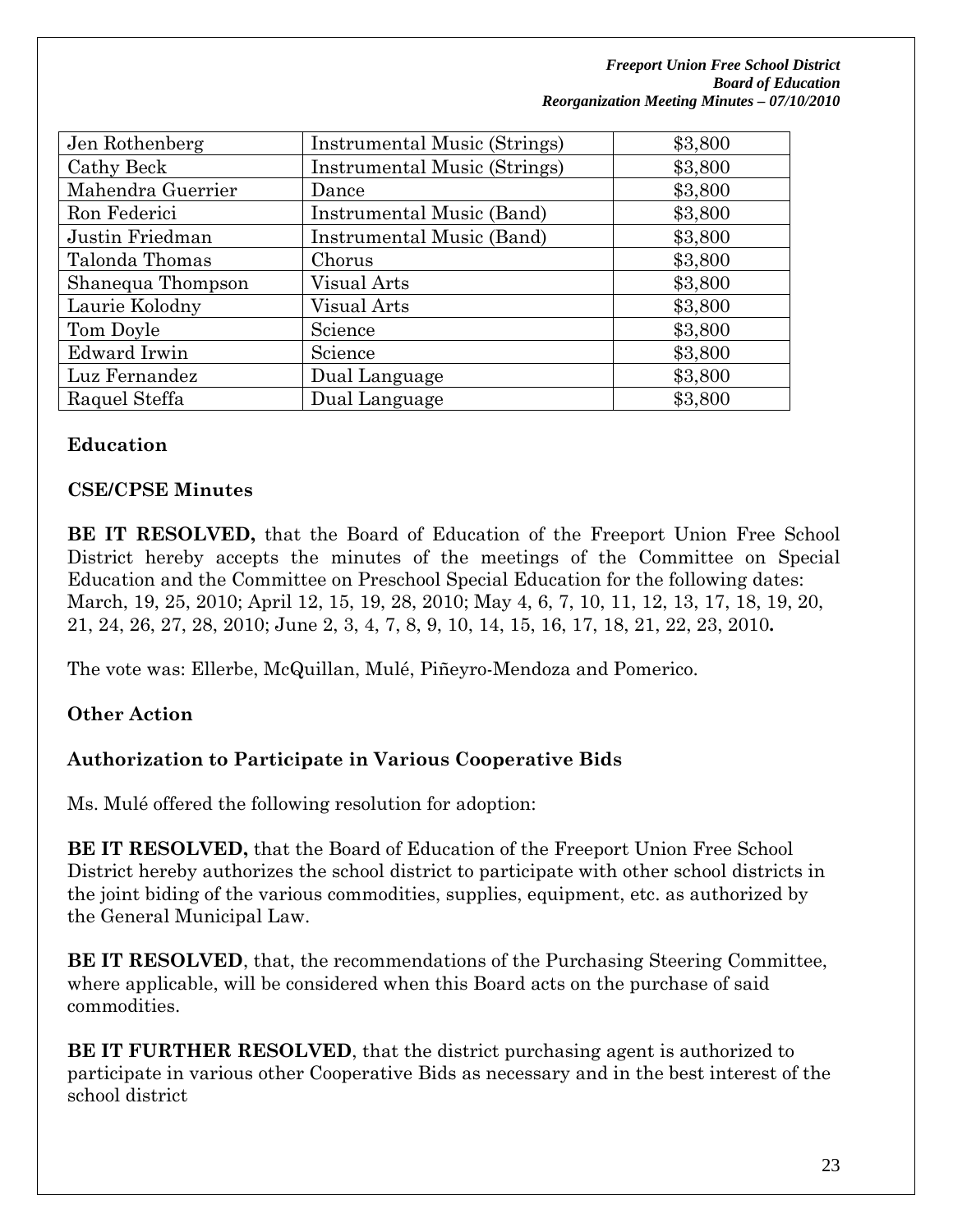| Jen Rothenberg | Instrumental Music (Strings) | $3,800 |
|---|---|---|
| Cathy Beck | Instrumental Music (Strings) | $3,800 |
| Mahendra Guerrier | Dance | $3,800 |
| Ron Federici | Instrumental Music (Band) | $3,800 |
| Justin Friedman | Instrumental Music (Band) | $3,800 |
| Talonda Thomas | Chorus | $3,800 |
| Shanequa Thompson | Visual Arts | $3,800 |
| Laurie Kolodny | Visual Arts | $3,800 |
| Tom Doyle | Science | $3,800 |
| Edward Irwin | Science | $3,800 |
| Luz Fernandez | Dual Language | $3,800 |
| Raquel Steffa | Dual Language | $3,800 |

**Education**

**CSE/CPSE Minutes**

**BE IT RESOLVED,** that the Board of Education of the Freeport Union Free School District hereby accepts the minutes of the meetings of the Committee on Special Education and the Committee on Preschool Special Education for the following dates: March, 19, 25, 2010; April 12, 15, 19, 28, 2010; May 4, 6, 7, 10, 11, 12, 13, 17, 18, 19, 20, 21, 24, 26, 27, 28, 2010; June 2, 3, 4, 7, 8, 9, 10, 14, 15, 16, 17, 18, 21, 22, 23, 2010**.**

The vote was: Ellerbe, McQuillan, Mulé, Piñeyro-Mendoza and Pomerico.

**Other Action**

**Authorization to Participate in Various Cooperative Bids**

Ms. Mulé offered the following resolution for adoption:

**BE IT RESOLVED,** that the Board of Education of the Freeport Union Free School District hereby authorizes the school district to participate with other school districts in the joint biding of the various commodities, supplies, equipment, etc. as authorized by the General Municipal Law.

**BE IT RESOLVED**, that, the recommendations of the Purchasing Steering Committee, where applicable, will be considered when this Board acts on the purchase of said commodities.

**BE IT FURTHER RESOLVED**, that the district purchasing agent is authorized to participate in various other Cooperative Bids as necessary and in the best interest of the school district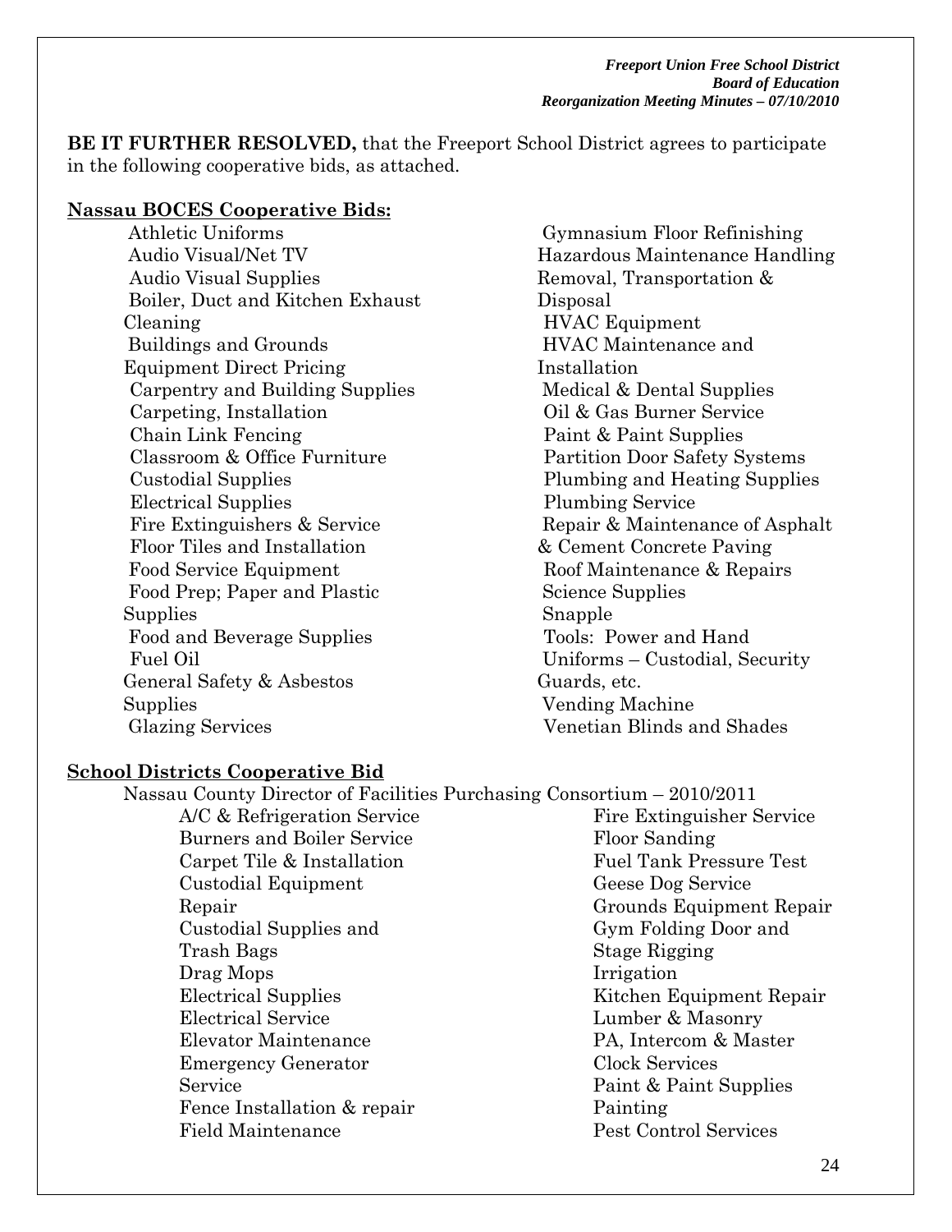**BE IT FURTHER RESOLVED,** that the Freeport School District agrees to participate in the following cooperative bids, as attached.

**Nassau BOCES Cooperative Bids:**

- Athletic Uniforms
- Audio Visual/Net TV
- Audio Visual Supplies
- Boiler, Duct and Kitchen Exhaust Cleaning
- Buildings and Grounds Equipment Direct Pricing
- Carpentry and Building Supplies
- Carpeting, Installation
- Chain Link Fencing
- Classroom & Office Furniture
- Custodial Supplies
- Electrical Supplies
- Fire Extinguishers & Service
- Floor Tiles and Installation
- Food Service Equipment
- Food Prep; Paper and Plastic Supplies
- Food and Beverage Supplies
- Fuel Oil
- General Safety & Asbestos Supplies
- Glazing Services
- Gymnasium Floor Refinishing
- Hazardous Maintenance Handling Removal, Transportation & Disposal
- HVAC Equipment
- HVAC Maintenance and Installation
- Medical & Dental Supplies
- Oil & Gas Burner Service
- Paint & Paint Supplies
- Partition Door Safety Systems
- Plumbing and Heating Supplies
- Plumbing Service
- Repair & Maintenance of Asphalt & Cement Concrete Paving
- Roof Maintenance & Repairs
- Science Supplies
- Snapple
- Tools: Power and Hand
- Uniforms – Custodial, Security Guards, etc.
- Vending Machine
- Venetian Blinds and Shades

**School Districts Cooperative Bid**

Nassau County Director of Facilities Purchasing Consortium – 2010/2011

- A/C & Refrigeration Service
- Burners and Boiler Service
- Carpet Tile & Installation
- Custodial Equipment Repair
- Custodial Supplies and Trash Bags
- Drag Mops
- Electrical Supplies
- Electrical Service
- Elevator Maintenance
- Emergency Generator Service
- Fence Installation & repair
- Field Maintenance
- Fire Extinguisher Service
- Floor Sanding
- Fuel Tank Pressure Test
- Geese Dog Service
- Grounds Equipment Repair
- Gym Folding Door and Stage Rigging
- Irrigation
- Kitchen Equipment Repair
- Lumber & Masonry
- PA, Intercom & Master Clock Services
- Paint & Paint Supplies
- Painting
- Pest Control Services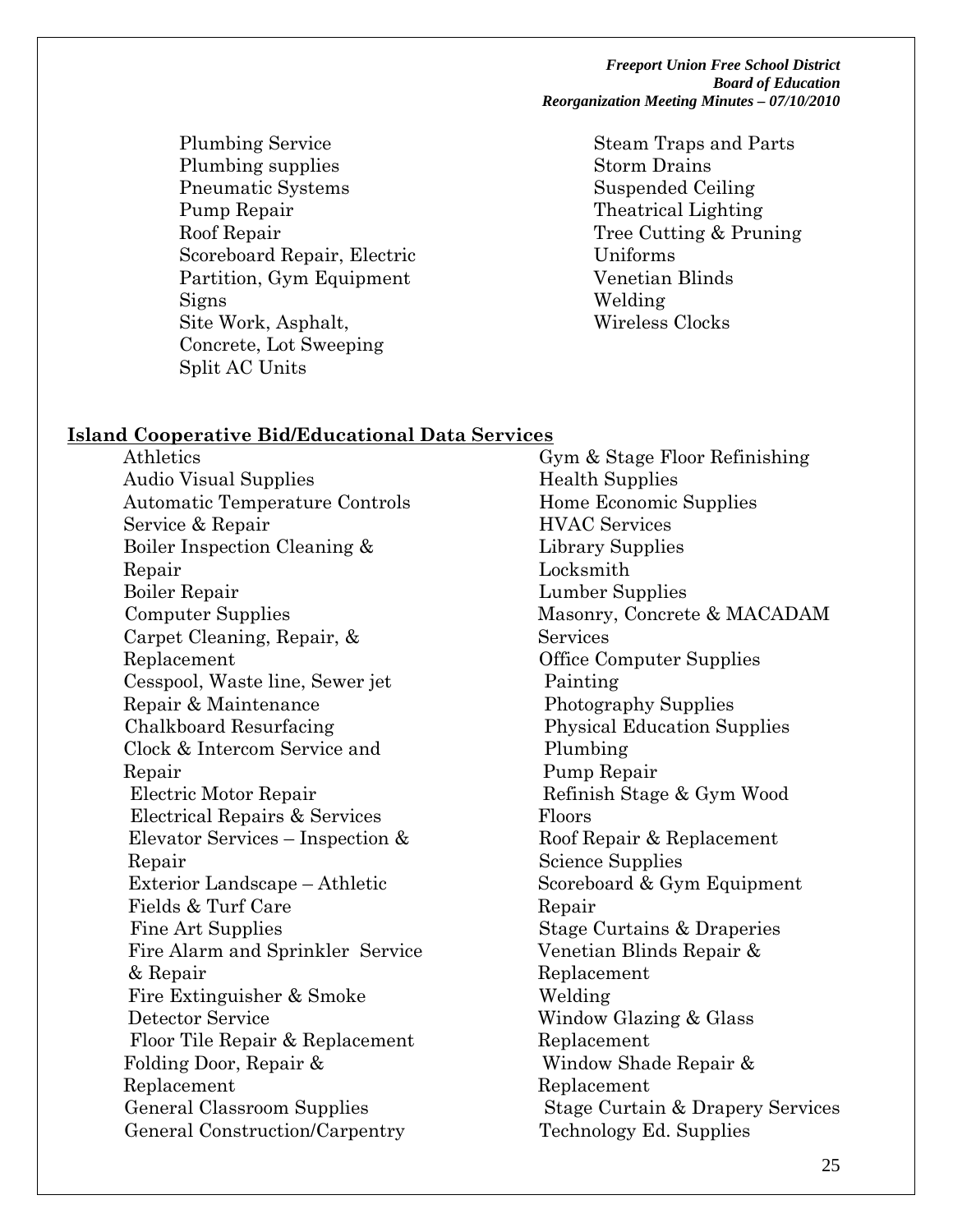- Plumbing Service
- Plumbing supplies
- Pneumatic Systems
- Pump Repair
- Roof Repair
- Scoreboard Repair, Electric Partition, Gym Equipment
- Signs
- Site Work, Asphalt, Concrete, Lot Sweeping
- Split AC Units
- Steam Traps and Parts
- Storm Drains
- Suspended Ceiling
- Theatrical Lighting
- Tree Cutting & Pruning
- Uniforms
- Venetian Blinds
- Welding
- Wireless Clocks

**Island Cooperative Bid/Educational Data Services**

- Athletics
- Audio Visual Supplies
- Automatic Temperature Controls Service & Repair
- Boiler Inspection Cleaning & Repair
- Boiler Repair
- Computer Supplies
- Carpet Cleaning, Repair, & Replacement
- Cesspool, Waste line, Sewer jet Repair & Maintenance
- Chalkboard Resurfacing
- Clock & Intercom Service and Repair
- Electric Motor Repair
- Electrical Repairs & Services
- Elevator Services – Inspection & Repair
- Exterior Landscape – Athletic Fields & Turf Care
- Fine Art Supplies
- Fire Alarm and Sprinkler Service & Repair
- Fire Extinguisher & Smoke Detector Service
- Floor Tile Repair & Replacement
- Folding Door, Repair & Replacement
- General Classroom Supplies
- General Construction/Carpentry
- Gym & Stage Floor Refinishing
- Health Supplies
- Home Economic Supplies
- HVAC Services
- Library Supplies
- Locksmith
- Lumber Supplies
- Masonry, Concrete & MACADAM Services
- Office Computer Supplies
- Painting
- Photography Supplies
- Physical Education Supplies
- Plumbing
- Pump Repair
- Refinish Stage & Gym Wood Floors
- Roof Repair & Replacement
- Science Supplies
- Scoreboard & Gym Equipment Repair
- Stage Curtains & Draperies
- Venetian Blinds Repair & Replacement
- Welding
- Window Glazing & Glass Replacement
- Window Shade Repair & Replacement
- Stage Curtain & Drapery Services
- Technology Ed. Supplies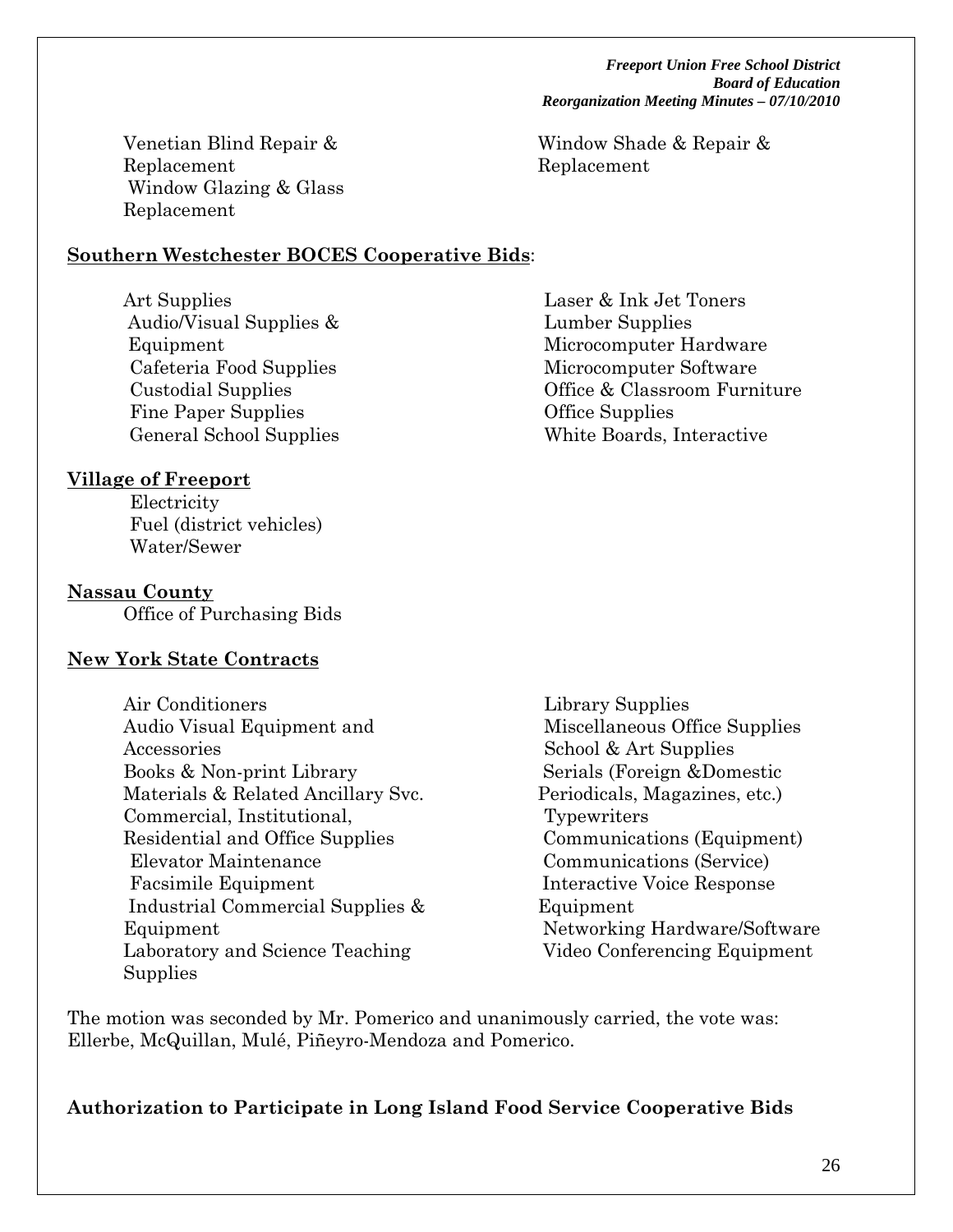- Venetian Blind Repair & Replacement
- Window Glazing & Glass Replacement
- Window Shade & Repair & Replacement

**<u>Southern Westchester BOCES Cooperative Bids</u>**:

- Art Supplies
- Audio/Visual Supplies & Equipment
- Cafeteria Food Supplies
- Custodial Supplies
- Fine Paper Supplies
- General School Supplies
- Laser & Ink Jet Toners
- Lumber Supplies
- Microcomputer Hardware
- Microcomputer Software
- Office & Classroom Furniture
- Office Supplies
- White Boards, Interactive

**<u>Village of Freeport</u>**

- Electricity
- Fuel (district vehicles)
- Water/Sewer

**<u>Nassau County</u>**

- Office of Purchasing Bids

**<u>New York State Contracts</u>**

- Air Conditioners
- Audio Visual Equipment and Accessories
- Books & Non-print Library Materials & Related Ancillary Svc.
- Commercial, Institutional, Residential and Office Supplies
- Elevator Maintenance
- Facsimile Equipment
- Industrial Commercial Supplies & Equipment
- Laboratory and Science Teaching Supplies
- Library Supplies
- Miscellaneous Office Supplies
- School & Art Supplies
- Serials (Foreign &Domestic Periodicals, Magazines, etc.)
- Typewriters
- Communications (Equipment)
- Communications (Service)
- Interactive Voice Response Equipment
- Networking Hardware/Software
- Video Conferencing Equipment

The motion was seconded by Mr. Pomerico and unanimously carried, the vote was: Ellerbe, McQuillan, Mulé, Piñeyro-Mendoza and Pomerico.

**Authorization to Participate in Long Island Food Service Cooperative Bids**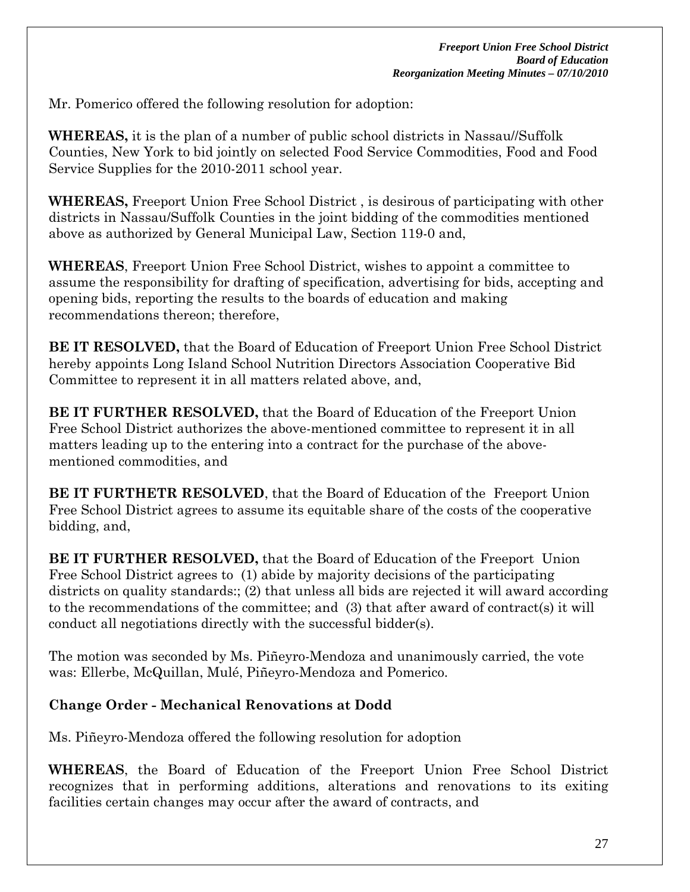Mr. Pomerico offered the following resolution for adoption:

**WHEREAS,** it is the plan of a number of public school districts in Nassau//Suffolk Counties, New York to bid jointly on selected Food Service Commodities, Food and Food Service Supplies for the 2010-2011 school year.

**WHEREAS,** Freeport Union Free School District , is desirous of participating with other districts in Nassau/Suffolk Counties in the joint bidding of the commodities mentioned above as authorized by General Municipal Law, Section 119-0 and,

**WHEREAS**, Freeport Union Free School District, wishes to appoint a committee to assume the responsibility for drafting of specification, advertising for bids, accepting and opening bids, reporting the results to the boards of education and making recommendations thereon; therefore,

**BE IT RESOLVED,** that the Board of Education of Freeport Union Free School District hereby appoints Long Island School Nutrition Directors Association Cooperative Bid Committee to represent it in all matters related above, and,

**BE IT FURTHER RESOLVED,** that the Board of Education of the Freeport Union Free School District authorizes the above-mentioned committee to represent it in all matters leading up to the entering into a contract for the purchase of the above-mentioned commodities, and

**BE IT FURTHETR RESOLVED**, that the Board of Education of the Freeport Union Free School District agrees to assume its equitable share of the costs of the cooperative bidding, and,

**BE IT FURTHER RESOLVED,** that the Board of Education of the Freeport Union Free School District agrees to (1) abide by majority decisions of the participating districts on quality standards:; (2) that unless all bids are rejected it will award according to the recommendations of the committee; and (3) that after award of contract(s) it will conduct all negotiations directly with the successful bidder(s).

The motion was seconded by Ms. Piñeyro-Mendoza and unanimously carried, the vote was: Ellerbe, McQuillan, Mulé, Piñeyro-Mendoza and Pomerico.

**Change Order - Mechanical Renovations at Dodd**

Ms. Piñeyro-Mendoza offered the following resolution for adoption

**WHEREAS**, the Board of Education of the Freeport Union Free School District recognizes that in performing additions, alterations and renovations to its exiting facilities certain changes may occur after the award of contracts, and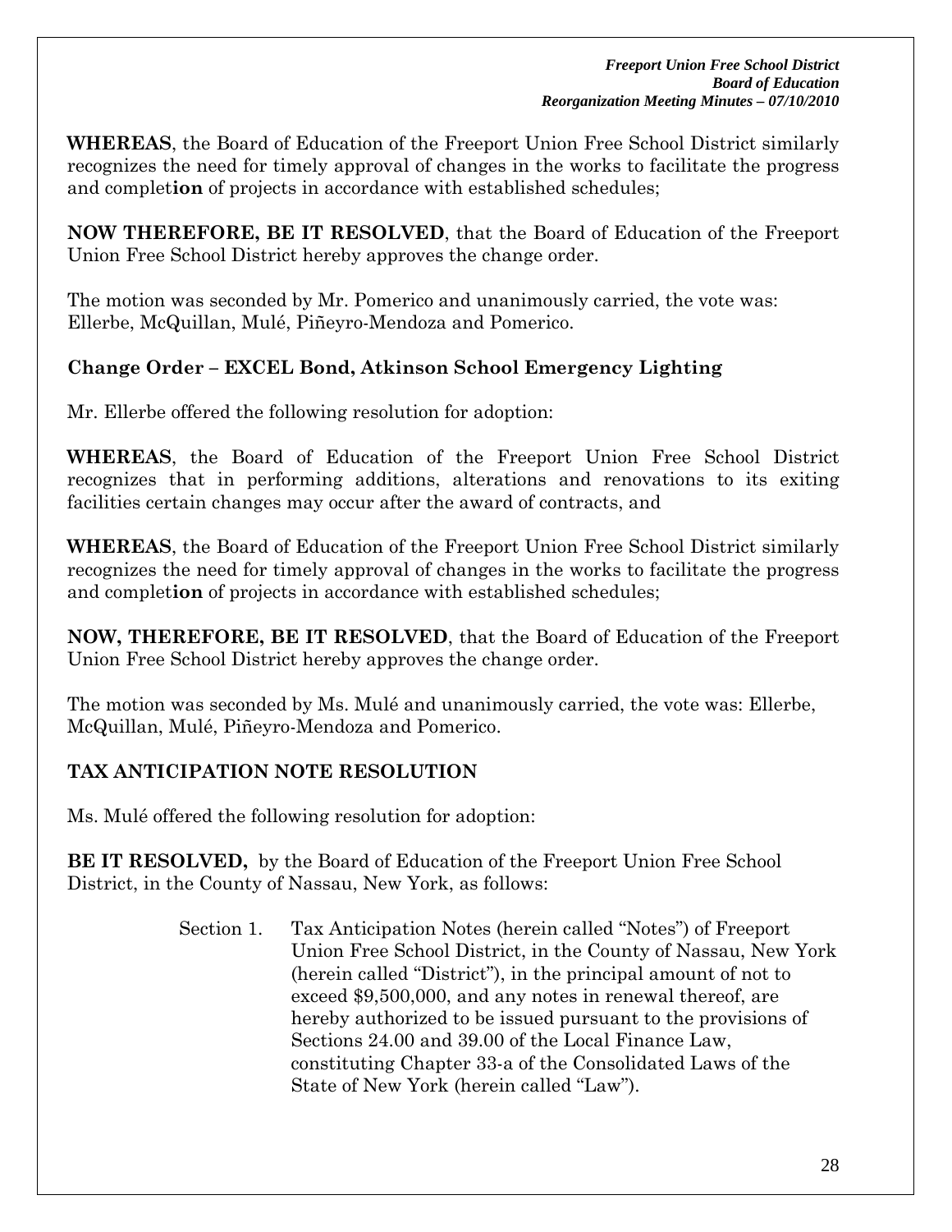**WHEREAS**, the Board of Education of the Freeport Union Free School District similarly recognizes the need for timely approval of changes in the works to facilitate the progress and complet**ion** of projects in accordance with established schedules;

**NOW THEREFORE, BE IT RESOLVED**, that the Board of Education of the Freeport Union Free School District hereby approves the change order.

The motion was seconded by Mr. Pomerico and unanimously carried, the vote was: Ellerbe, McQuillan, Mulé, Piñeyro-Mendoza and Pomerico.

**Change Order – EXCEL Bond, Atkinson School Emergency Lighting**

Mr. Ellerbe offered the following resolution for adoption:

**WHEREAS**, the Board of Education of the Freeport Union Free School District recognizes that in performing additions, alterations and renovations to its exiting facilities certain changes may occur after the award of contracts, and

**WHEREAS**, the Board of Education of the Freeport Union Free School District similarly recognizes the need for timely approval of changes in the works to facilitate the progress and complet**ion** of projects in accordance with established schedules;

**NOW, THEREFORE, BE IT RESOLVED**, that the Board of Education of the Freeport Union Free School District hereby approves the change order.

The motion was seconded by Ms. Mulé and unanimously carried, the vote was: Ellerbe, McQuillan, Mulé, Piñeyro-Mendoza and Pomerico.

**TAX ANTICIPATION NOTE RESOLUTION**

Ms. Mulé offered the following resolution for adoption:

**BE IT RESOLVED,** by the Board of Education of the Freeport Union Free School District, in the County of Nassau, New York, as follows:

Section 1. Tax Anticipation Notes (herein called "Notes") of Freeport Union Free School District, in the County of Nassau, New York (herein called "District"), in the principal amount of not to exceed $9,500,000, and any notes in renewal thereof, are hereby authorized to be issued pursuant to the provisions of Sections 24.00 and 39.00 of the Local Finance Law, constituting Chapter 33-a of the Consolidated Laws of the State of New York (herein called "Law").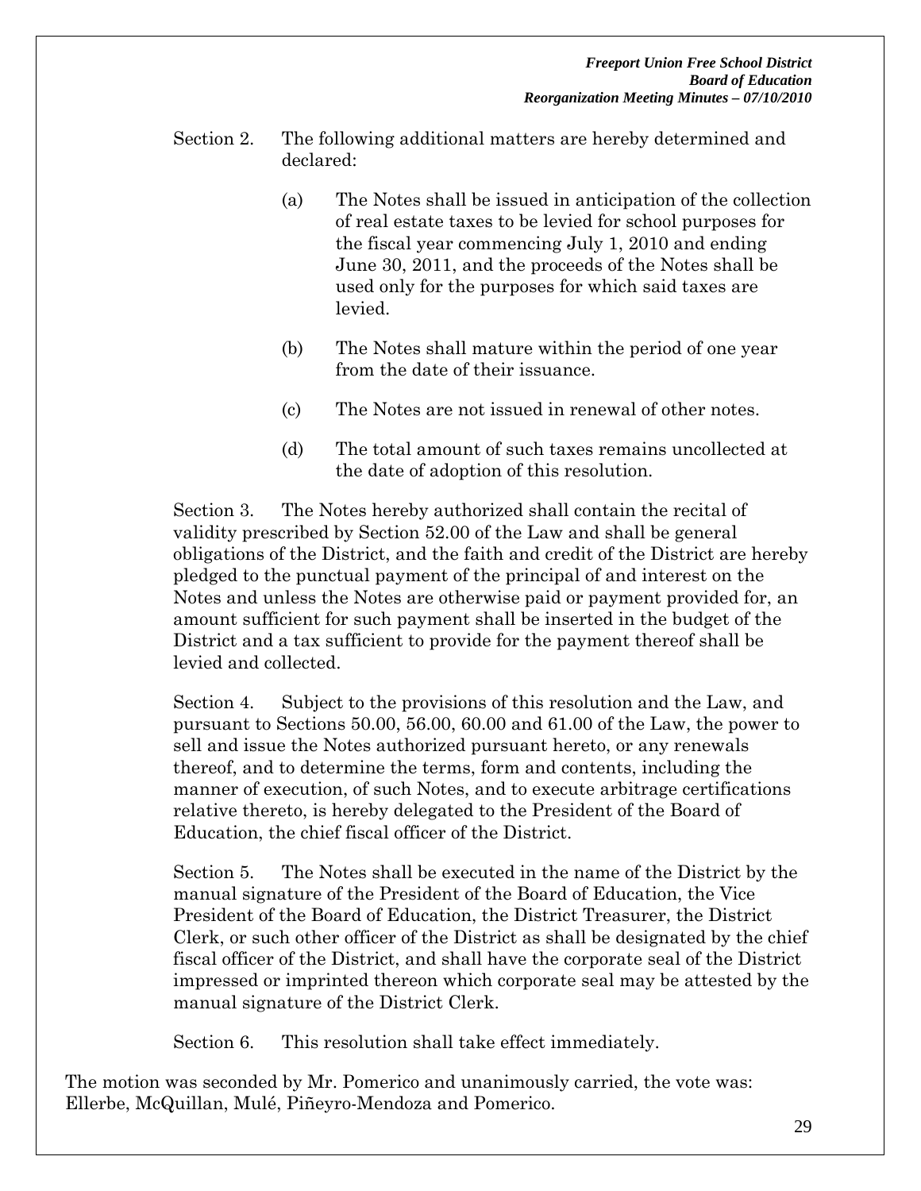Section 2. The following additional matters are hereby determined and declared:

(a) The Notes shall be issued in anticipation of the collection of real estate taxes to be levied for school purposes for the fiscal year commencing July 1, 2010 and ending June 30, 2011, and the proceeds of the Notes shall be used only for the purposes for which said taxes are levied.

(b) The Notes shall mature within the period of one year from the date of their issuance.

(c) The Notes are not issued in renewal of other notes.

(d) The total amount of such taxes remains uncollected at the date of adoption of this resolution.

Section 3. The Notes hereby authorized shall contain the recital of validity prescribed by Section 52.00 of the Law and shall be general obligations of the District, and the faith and credit of the District are hereby pledged to the punctual payment of the principal of and interest on the Notes and unless the Notes are otherwise paid or payment provided for, an amount sufficient for such payment shall be inserted in the budget of the District and a tax sufficient to provide for the payment thereof shall be levied and collected.

Section 4. Subject to the provisions of this resolution and the Law, and pursuant to Sections 50.00, 56.00, 60.00 and 61.00 of the Law, the power to sell and issue the Notes authorized pursuant hereto, or any renewals thereof, and to determine the terms, form and contents, including the manner of execution, of such Notes, and to execute arbitrage certifications relative thereto, is hereby delegated to the President of the Board of Education, the chief fiscal officer of the District.

Section 5. The Notes shall be executed in the name of the District by the manual signature of the President of the Board of Education, the Vice President of the Board of Education, the District Treasurer, the District Clerk, or such other officer of the District as shall be designated by the chief fiscal officer of the District, and shall have the corporate seal of the District impressed or imprinted thereon which corporate seal may be attested by the manual signature of the District Clerk.

Section 6. This resolution shall take effect immediately.

The motion was seconded by Mr. Pomerico and unanimously carried, the vote was: Ellerbe, McQuillan, Mulé, Piñeyro-Mendoza and Pomerico.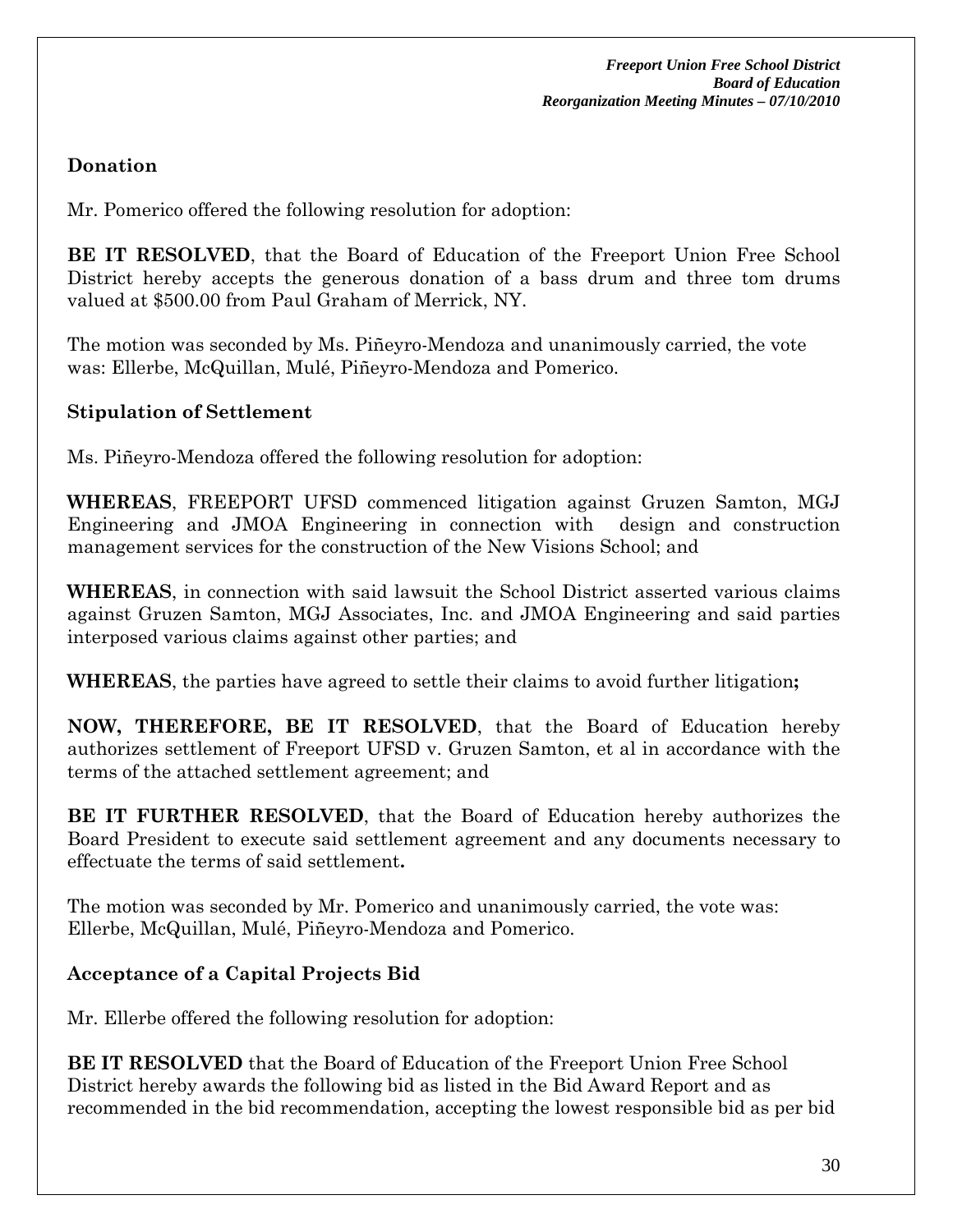### Donation

Mr. Pomerico offered the following resolution for adoption:

**BE IT RESOLVED**, that the Board of Education of the Freeport Union Free School District hereby accepts the generous donation of a bass drum and three tom drums valued at $500.00 from Paul Graham of Merrick, NY.

The motion was seconded by Ms. Piñeyro-Mendoza and unanimously carried, the vote was: Ellerbe, McQuillan, Mulé, Piñeyro-Mendoza and Pomerico.

### Stipulation of Settlement

Ms. Piñeyro-Mendoza offered the following resolution for adoption:

**WHEREAS**, FREEPORT UFSD commenced litigation against Gruzen Samton, MGJ Engineering and JMOA Engineering in connection with design and construction management services for the construction of the New Visions School; and

**WHEREAS**, in connection with said lawsuit the School District asserted various claims against Gruzen Samton, MGJ Associates, Inc. and JMOA Engineering and said parties interposed various claims against other parties; and

**WHEREAS**, the parties have agreed to settle their claims to avoid further litigation**;**

**NOW, THEREFORE, BE IT RESOLVED**, that the Board of Education hereby authorizes settlement of Freeport UFSD v. Gruzen Samton, et al in accordance with the terms of the attached settlement agreement; and

**BE IT FURTHER RESOLVED**, that the Board of Education hereby authorizes the Board President to execute said settlement agreement and any documents necessary to effectuate the terms of said settlement**.**

The motion was seconded by Mr. Pomerico and unanimously carried, the vote was: Ellerbe, McQuillan, Mulé, Piñeyro-Mendoza and Pomerico.

### Acceptance of a Capital Projects Bid

Mr. Ellerbe offered the following resolution for adoption:

**BE IT RESOLVED** that the Board of Education of the Freeport Union Free School District hereby awards the following bid as listed in the Bid Award Report and as recommended in the bid recommendation, accepting the lowest responsible bid as per bid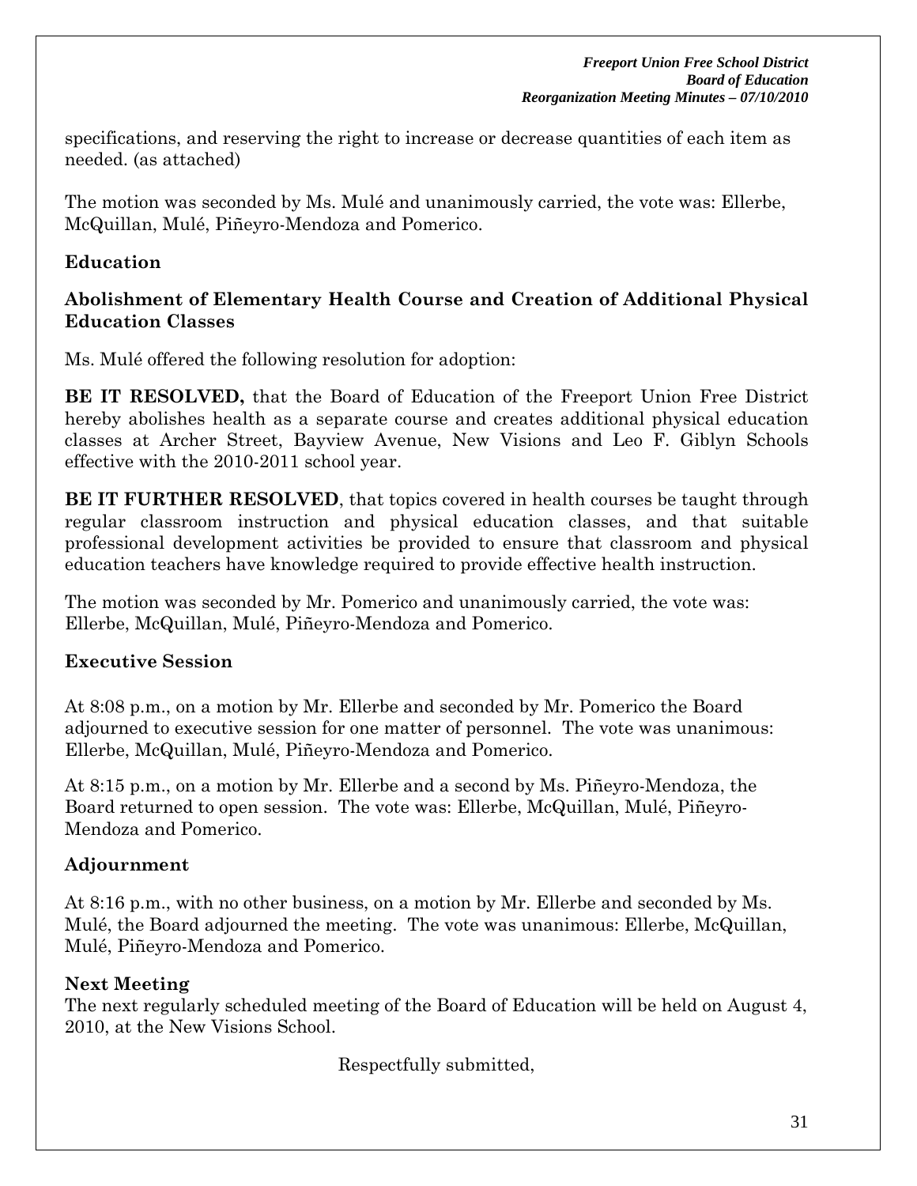specifications, and reserving the right to increase or decrease quantities of each item as needed. (as attached)

The motion was seconded by Ms. Mulé and unanimously carried, the vote was: Ellerbe, McQuillan, Mulé, Piñeyro-Mendoza and Pomerico.

## Education

### Abolishment of Elementary Health Course and Creation of Additional Physical Education Classes

Ms. Mulé offered the following resolution for adoption:

**BE IT RESOLVED,** that the Board of Education of the Freeport Union Free District hereby abolishes health as a separate course and creates additional physical education classes at Archer Street, Bayview Avenue, New Visions and Leo F. Giblyn Schools effective with the 2010-2011 school year.

**BE IT FURTHER RESOLVED**, that topics covered in health courses be taught through regular classroom instruction and physical education classes, and that suitable professional development activities be provided to ensure that classroom and physical education teachers have knowledge required to provide effective health instruction.

The motion was seconded by Mr. Pomerico and unanimously carried, the vote was: Ellerbe, McQuillan, Mulé, Piñeyro-Mendoza and Pomerico.

## Executive Session

At 8:08 p.m., on a motion by Mr. Ellerbe and seconded by Mr. Pomerico the Board adjourned to executive session for one matter of personnel. The vote was unanimous: Ellerbe, McQuillan, Mulé, Piñeyro-Mendoza and Pomerico.

At 8:15 p.m., on a motion by Mr. Ellerbe and a second by Ms. Piñeyro-Mendoza, the Board returned to open session. The vote was: Ellerbe, McQuillan, Mulé, Piñeyro-Mendoza and Pomerico.

## Adjournment

At 8:16 p.m., with no other business, on a motion by Mr. Ellerbe and seconded by Ms. Mulé, the Board adjourned the meeting. The vote was unanimous: Ellerbe, McQuillan, Mulé, Piñeyro-Mendoza and Pomerico.

## Next Meeting

The next regularly scheduled meeting of the Board of Education will be held on August 4, 2010, at the New Visions School.

Respectfully submitted,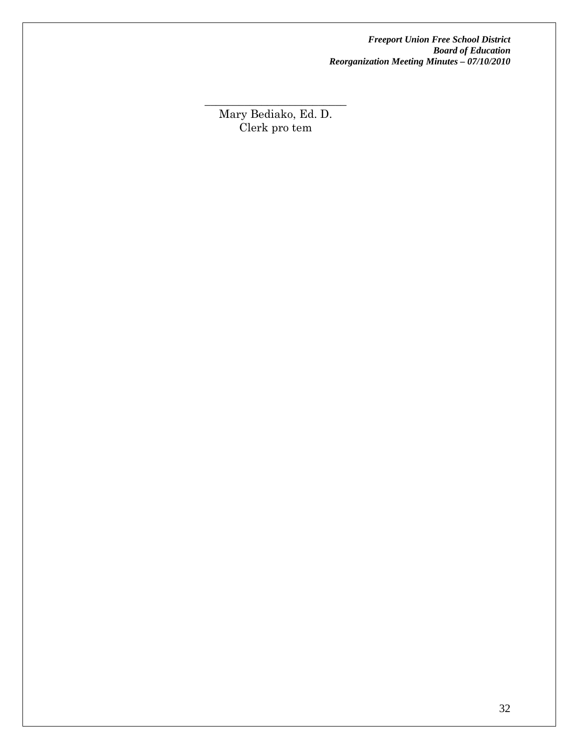\_\_\_\_\_\_\_\_\_\_\_\_\_\_\_\_\_\_\_\_\_\_\_\_\_\_

Mary Bediako, Ed. D.
Clerk pro tem